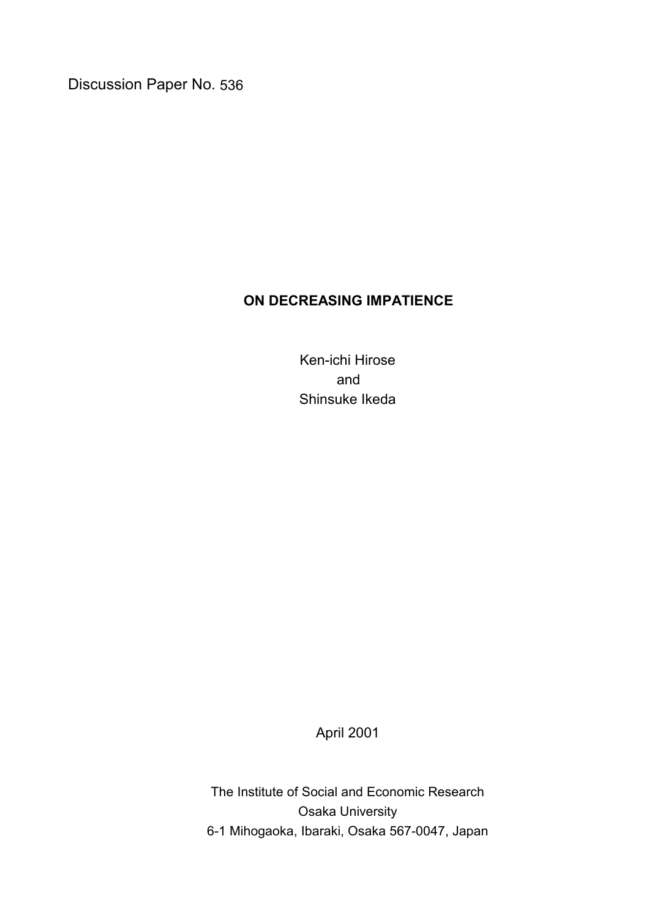Discussion Paper No. 536

# ON DECREASING IMPATIENCE

Ken-ichi Hirose
and
Shinsuke Ikeda

April 2001

The Institute of Social and Economic Research
Osaka University
6-1 Mihogaoka, Ibaraki, Osaka 567-0047, Japan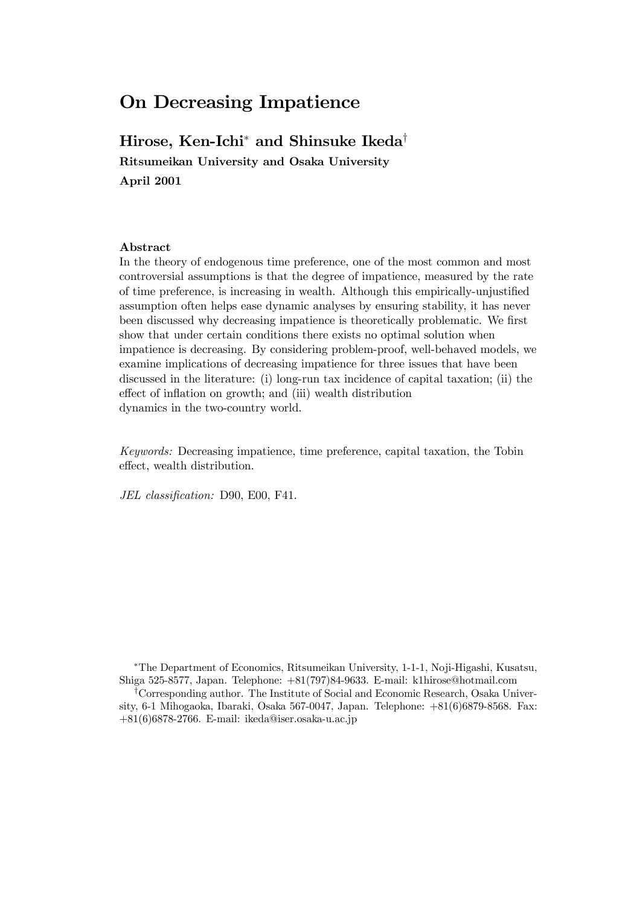# On Decreasing Impatience

## Hirose, Ken-Ichi* and Shinsuke Ikeda†

**Ritsumeikan University and Osaka University**

**April 2001**

#### Abstract

In the theory of endogenous time preference, one of the most common and most controversial assumptions is that the degree of impatience, measured by the rate of time preference, is increasing in wealth. Although this empirically-unjustified assumption often helps ease dynamic analyses by ensuring stability, it has never been discussed why decreasing impatience is theoretically problematic. We first show that under certain conditions there exists no optimal solution when impatience is decreasing. By considering problem-proof, well-behaved models, we examine implications of decreasing impatience for three issues that have been discussed in the literature: (i) long-run tax incidence of capital taxation; (ii) the effect of inflation on growth; and (iii) wealth distribution dynamics in the two-country world.

*Keywords:* Decreasing impatience, time preference, capital taxation, the Tobin effect, wealth distribution.

*JEL classification:* D90, E00, F41.

*The Department of Economics, Ritsumeikan University, 1-1-1, Noji-Higashi, Kusatsu, Shiga 525-8577, Japan. Telephone: +81(797)84-9633. E-mail: k1hirose@hotmail.com

†Corresponding author. The Institute of Social and Economic Research, Osaka University, 6-1 Mihogaoka, Ibaraki, Osaka 567-0047, Japan. Telephone: +81(6)6879-8568. Fax: +81(6)6878-2766. E-mail: ikeda@iser.osaka-u.ac.jp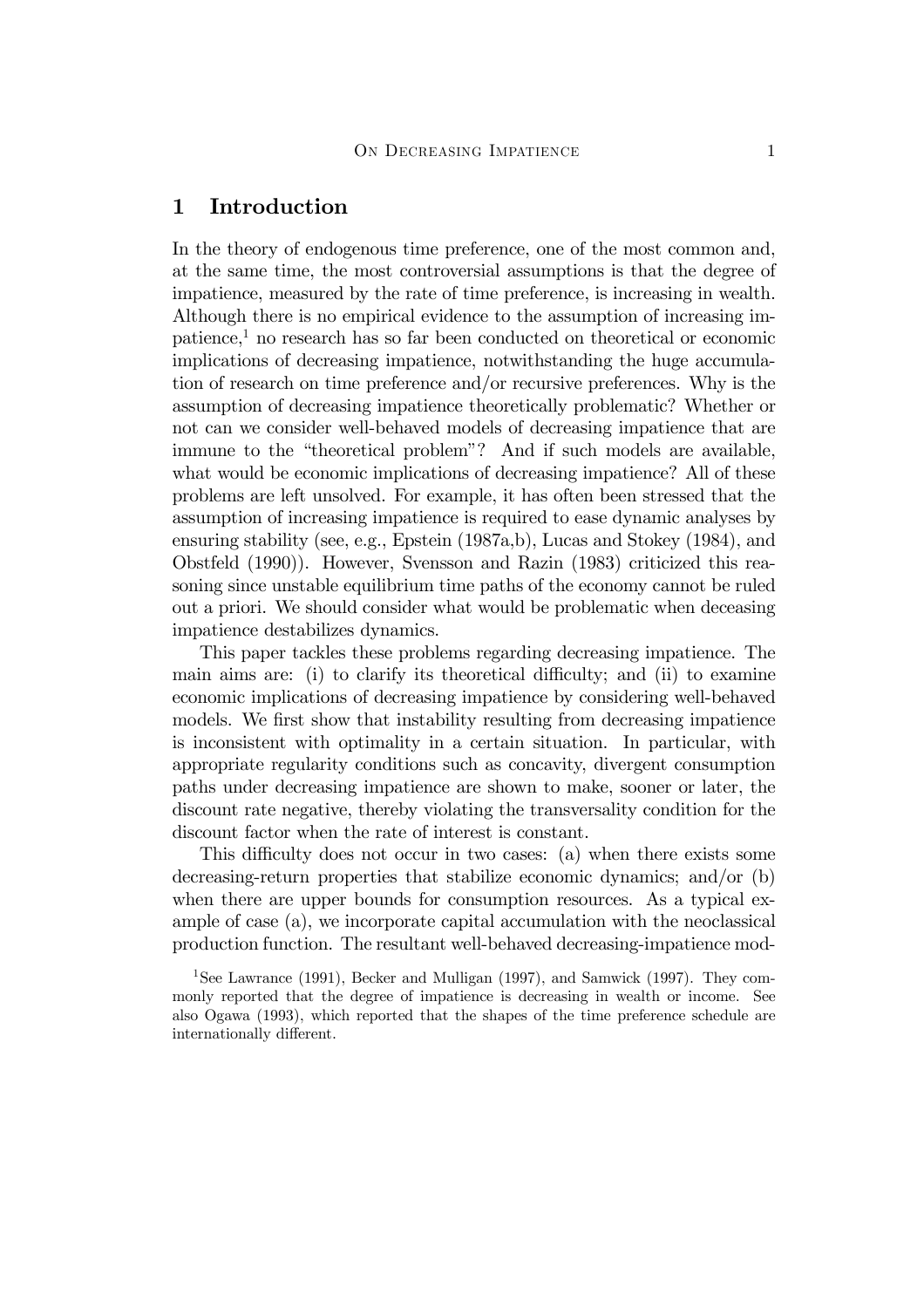# 1 Introduction

In the theory of endogenous time preference, one of the most common and, at the same time, the most controversial assumptions is that the degree of impatience, measured by the rate of time preference, is increasing in wealth. Although there is no empirical evidence to the assumption of increasing impatience,[1] no research has so far been conducted on theoretical or economic implications of decreasing impatience, notwithstanding the huge accumulation of research on time preference and/or recursive preferences. Why is the assumption of decreasing impatience theoretically problematic? Whether or not can we consider well-behaved models of decreasing impatience that are immune to the "theoretical problem"? And if such models are available, what would be economic implications of decreasing impatience? All of these problems are left unsolved. For example, it has often been stressed that the assumption of increasing impatience is required to ease dynamic analyses by ensuring stability (see, e.g., Epstein (1987a,b), Lucas and Stokey (1984), and Obstfeld (1990)). However, Svensson and Razin (1983) criticized this reasoning since unstable equilibrium time paths of the economy cannot be ruled out a priori. We should consider what would be problematic when deceasing impatience destabilizes dynamics.

This paper tackles these problems regarding decreasing impatience. The main aims are: (i) to clarify its theoretical difficulty; and (ii) to examine economic implications of decreasing impatience by considering well-behaved models. We first show that instability resulting from decreasing impatience is inconsistent with optimality in a certain situation. In particular, with appropriate regularity conditions such as concavity, divergent consumption paths under decreasing impatience are shown to make, sooner or later, the discount rate negative, thereby violating the transversality condition for the discount factor when the rate of interest is constant.

This difficulty does not occur in two cases: (a) when there exists some decreasing-return properties that stabilize economic dynamics; and/or (b) when there are upper bounds for consumption resources. As a typical example of case (a), we incorporate capital accumulation with the neoclassical production function. The resultant well-behaved decreasing-impatience mod-

[1] See Lawrance (1991), Becker and Mulligan (1997), and Samwick (1997). They commonly reported that the degree of impatience is decreasing in wealth or income. See also Ogawa (1993), which reported that the shapes of the time preference schedule are internationally different.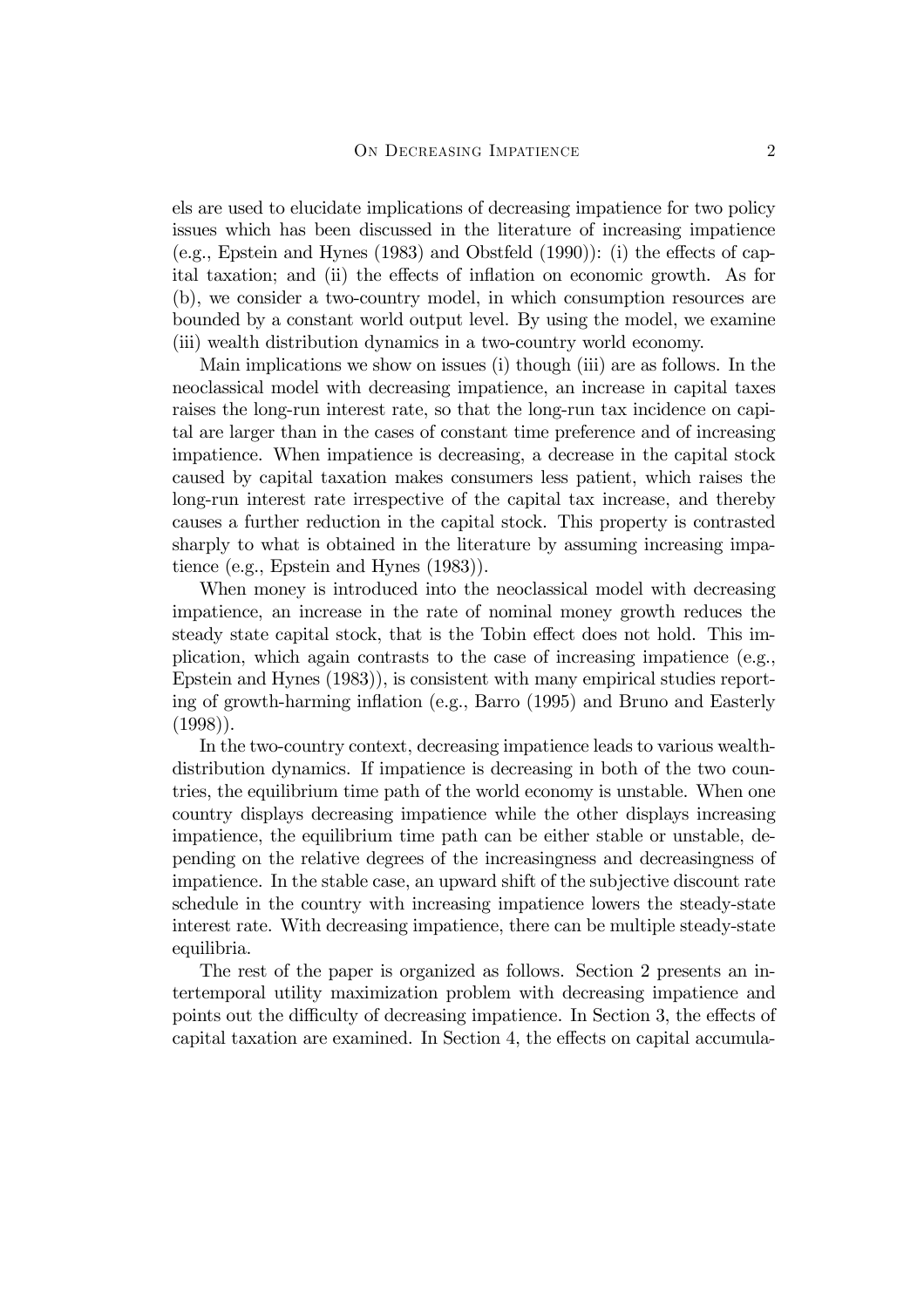els are used to elucidate implications of decreasing impatience for two policy issues which has been discussed in the literature of increasing impatience (e.g., Epstein and Hynes (1983) and Obstfeld (1990)): (i) the effects of capital taxation; and (ii) the effects of inflation on economic growth. As for (b), we consider a two-country model, in which consumption resources are bounded by a constant world output level. By using the model, we examine (iii) wealth distribution dynamics in a two-country world economy.

Main implications we show on issues (i) though (iii) are as follows. In the neoclassical model with decreasing impatience, an increase in capital taxes raises the long-run interest rate, so that the long-run tax incidence on capital are larger than in the cases of constant time preference and of increasing impatience. When impatience is decreasing, a decrease in the capital stock caused by capital taxation makes consumers less patient, which raises the long-run interest rate irrespective of the capital tax increase, and thereby causes a further reduction in the capital stock. This property is contrasted sharply to what is obtained in the literature by assuming increasing impatience (e.g., Epstein and Hynes (1983)).

When money is introduced into the neoclassical model with decreasing impatience, an increase in the rate of nominal money growth reduces the steady state capital stock, that is the Tobin effect does not hold. This implication, which again contrasts to the case of increasing impatience (e.g., Epstein and Hynes (1983)), is consistent with many empirical studies reporting of growth-harming inflation (e.g., Barro (1995) and Bruno and Easterly (1998)).

In the two-country context, decreasing impatience leads to various wealth-distribution dynamics. If impatience is decreasing in both of the two countries, the equilibrium time path of the world economy is unstable. When one country displays decreasing impatience while the other displays increasing impatience, the equilibrium time path can be either stable or unstable, depending on the relative degrees of the increasingness and decreasingness of impatience. In the stable case, an upward shift of the subjective discount rate schedule in the country with increasing impatience lowers the steady-state interest rate. With decreasing impatience, there can be multiple steady-state equilibria.

The rest of the paper is organized as follows. Section 2 presents an intertemporal utility maximization problem with decreasing impatience and points out the difficulty of decreasing impatience. In Section 3, the effects of capital taxation are examined. In Section 4, the effects on capital accumula-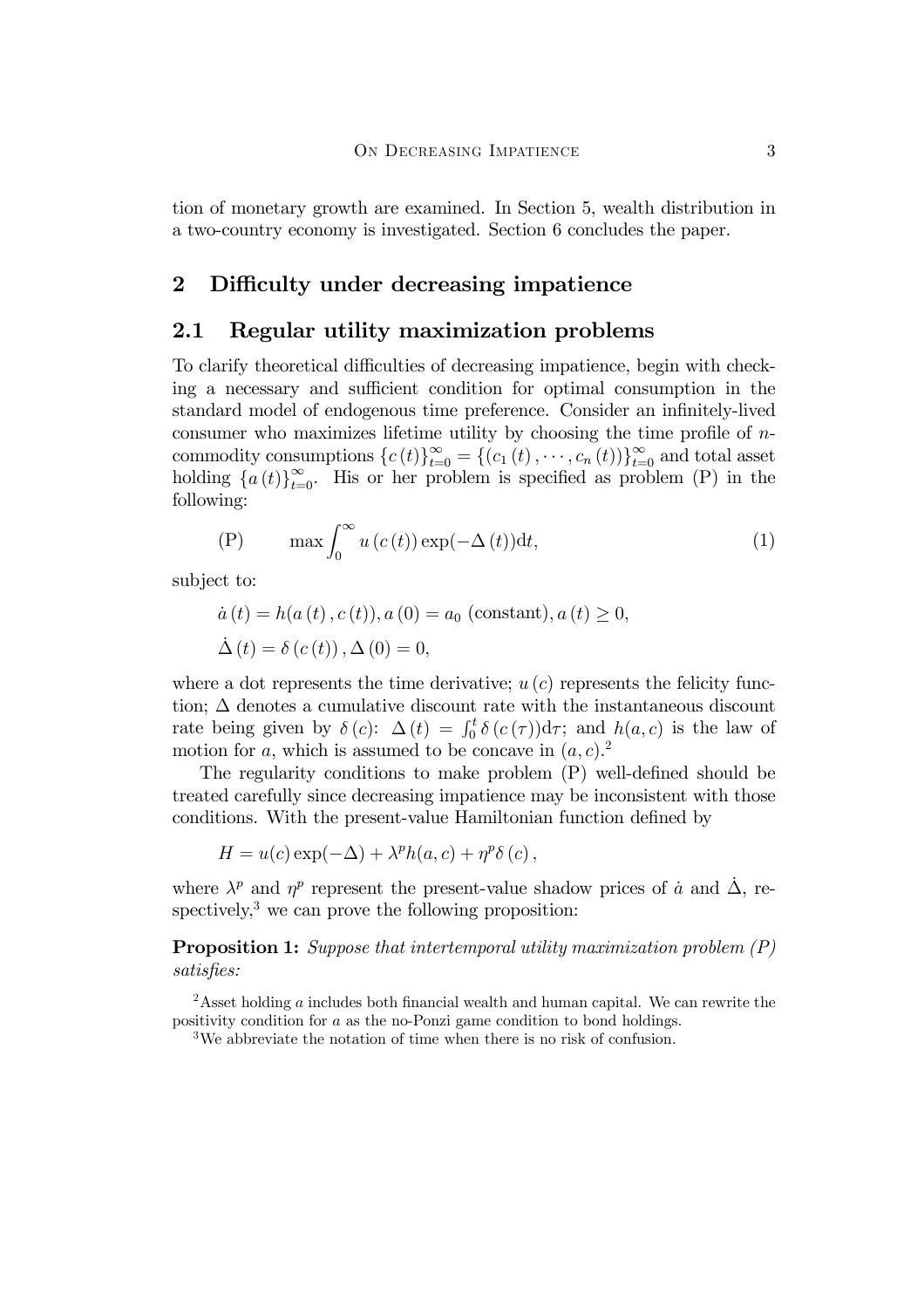tion of monetary growth are examined. In Section 5, wealth distribution in a two-country economy is investigated. Section 6 concludes the paper.

## 2 Difficulty under decreasing impatience

### 2.1 Regular utility maximization problems

To clarify theoretical difficulties of decreasing impatience, begin with checking a necessary and sufficient condition for optimal consumption in the standard model of endogenous time preference. Consider an infinitely-lived consumer who maximizes lifetime utility by choosing the time profile of $n$-commodity consumptions $\{c(t)\}_{t=0}^{\infty} = \{(c_1(t), \cdots, c_n(t))\}_{t=0}^{\infty}$ and total asset holding $\{a(t)\}_{t=0}^{\infty}$. His or her problem is specified as problem (P) in the following:

$$\text{(P)} \qquad \max \int_0^{\infty} u(c(t)) \exp(-\Delta(t)) \mathrm{d}t, \tag{1}$$

subject to:

$$\dot{a}(t) = h(a(t), c(t)), a(0) = a_0 \text{ (constant)}, a(t) \geq 0,$$

$$\dot{\Delta}(t) = \delta(c(t)), \Delta(0) = 0,$$

where a dot represents the time derivative; $u(c)$ represents the felicity function; $\Delta$ denotes a cumulative discount rate with the instantaneous discount rate being given by $\delta(c)$: $\Delta(t) = \int_0^t \delta(c(\tau)) \mathrm{d}\tau$; and $h(a, c)$ is the law of motion for $a$, which is assumed to be concave in $(a, c)$.[2]

The regularity conditions to make problem (P) well-defined should be treated carefully since decreasing impatience may be inconsistent with those conditions. With the present-value Hamiltonian function defined by

$$H = u(c) \exp(-\Delta) + \lambda^p h(a, c) + \eta^p \delta(c),$$

where $\lambda^p$ and $\eta^p$ represent the present-value shadow prices of $\dot{a}$ and $\dot{\Delta}$, respectively,[3] we can prove the following proposition:

**Proposition 1:** *Suppose that intertemporal utility maximization problem (P) satisfies:*

[2] Asset holding $a$ includes both financial wealth and human capital. We can rewrite the positivity condition for $a$ as the no-Ponzi game condition to bond holdings.

[3] We abbreviate the notation of time when there is no risk of confusion.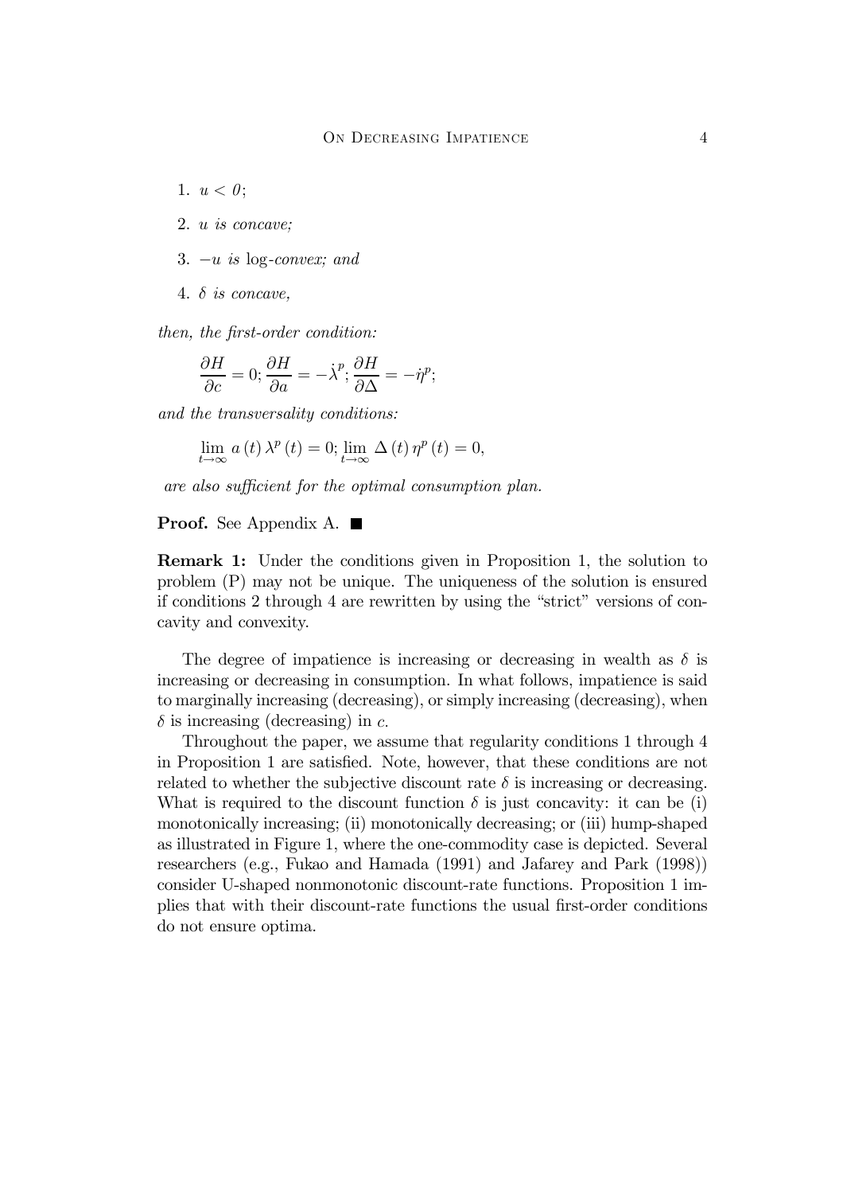1. $u < 0$;
2. *u is concave;*
3. $-u$ *is* log-*convex; and*
4. $\delta$ *is concave,*

*then, the first-order condition:*

$$\frac{\partial H}{\partial c} = 0; \frac{\partial H}{\partial a} = -\dot{\lambda}^p; \frac{\partial H}{\partial \Delta} = -\dot{\eta}^p;$$

*and the transversality conditions:*

$$\lim_{t \to \infty} a(t) \lambda^p(t) = 0; \lim_{t \to \infty} \Delta(t) \eta^p(t) = 0,$$

*are also sufficient for the optimal consumption plan.*

**Proof.** See Appendix A. ■

**Remark 1:** Under the conditions given in Proposition 1, the solution to problem (P) may not be unique. The uniqueness of the solution is ensured if conditions 2 through 4 are rewritten by using the "strict" versions of concavity and convexity.

The degree of impatience is increasing or decreasing in wealth as $\delta$ is increasing or decreasing in consumption. In what follows, impatience is said to marginally increasing (decreasing), or simply increasing (decreasing), when $\delta$ is increasing (decreasing) in $c$.

Throughout the paper, we assume that regularity conditions 1 through 4 in Proposition 1 are satisfied. Note, however, that these conditions are not related to whether the subjective discount rate $\delta$ is increasing or decreasing. What is required to the discount function $\delta$ is just concavity: it can be (i) monotonically increasing; (ii) monotonically decreasing; or (iii) hump-shaped as illustrated in Figure 1, where the one-commodity case is depicted. Several researchers (e.g., Fukao and Hamada (1991) and Jafarey and Park (1998)) consider U-shaped nonmonotonic discount-rate functions. Proposition 1 implies that with their discount-rate functions the usual first-order conditions do not ensure optima.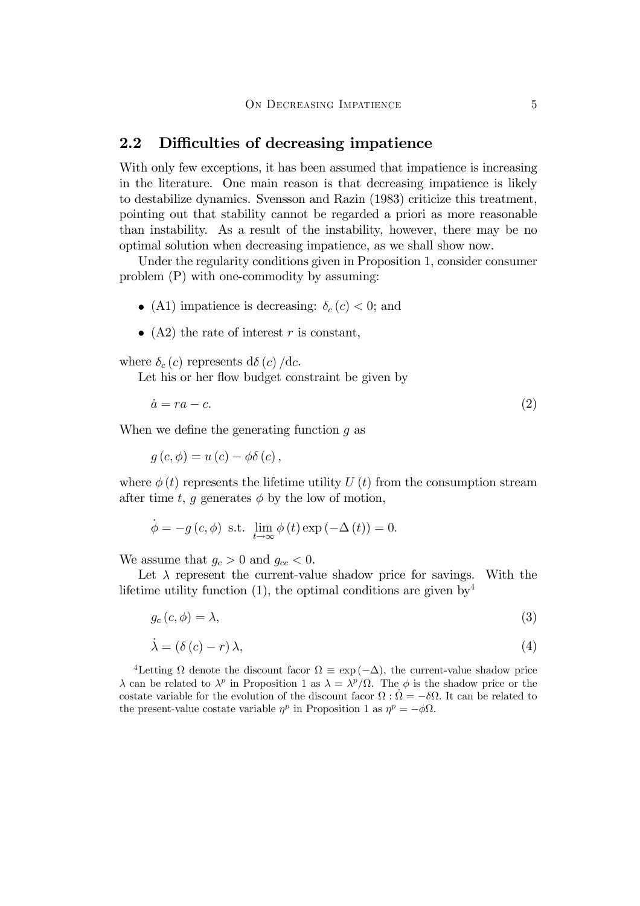## 2.2 Difficulties of decreasing impatience

With only few exceptions, it has been assumed that impatience is increasing in the literature. One main reason is that decreasing impatience is likely to destabilize dynamics. Svensson and Razin (1983) criticize this treatment, pointing out that stability cannot be regarded a priori as more reasonable than instability. As a result of the instability, however, there may be no optimal solution when decreasing impatience, as we shall show now.

Under the regularity conditions given in Proposition 1, consider consumer problem (P) with one-commodity by assuming:

- (A1) impatience is decreasing: $\delta_c(c) < 0$; and
- (A2) the rate of interest $r$ is constant,

where $\delta_c(c)$ represents $\mathrm{d}\delta(c)/\mathrm{d}c$.

Let his or her flow budget constraint be given by

$$\dot{a} = ra - c. \tag{2}$$

When we define the generating function $g$ as

$$g(c, \phi) = u(c) - \phi\delta(c),$$

where $\phi(t)$ represents the lifetime utility $U(t)$ from the consumption stream after time $t$, $g$ generates $\phi$ by the low of motion,

$$\dot{\phi} = -g(c, \phi) \text{ s.t. } \lim_{t\to\infty} \phi(t) \exp(-\Delta(t)) = 0.$$

We assume that $g_c > 0$ and $g_{cc} < 0$.

Let $\lambda$ represent the current-value shadow price for savings. With the lifetime utility function (1), the optimal conditions are given by[4]

$$g_c(c, \phi) = \lambda, \tag{3}$$

$$\dot{\lambda} = (\delta(c) - r)\lambda, \tag{4}$$

[4]Letting $\Omega$ denote the discount facor $\Omega \equiv \exp(-\Delta)$, the current-value shadow price $\lambda$ can be related to $\lambda^p$ in Proposition 1 as $\lambda = \lambda^p/\Omega$. The $\phi$ is the shadow price or the costate variable for the evolution of the discount facor $\Omega : \dot{\Omega} = -\delta\Omega$. It can be related to the present-value costate variable $\eta^p$ in Proposition 1 as $\eta^p = -\phi\Omega$.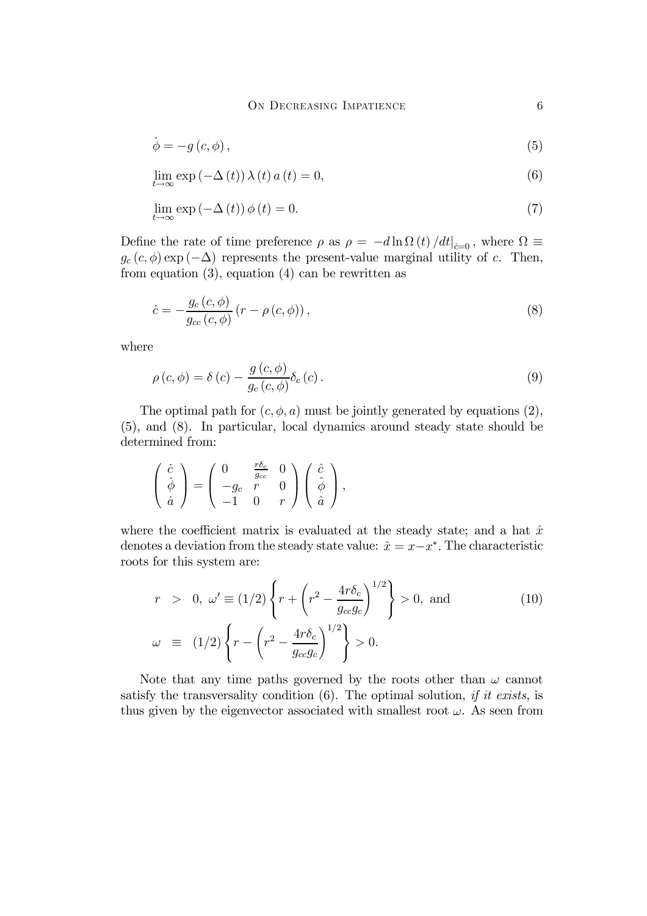$$\dot{\phi} = -g(c, \phi), \tag{5}$$

$$\lim_{t \to \infty} \exp(-\Delta(t)) \lambda(t) a(t) = 0, \tag{6}$$

$$\lim_{t \to \infty} \exp(-\Delta(t)) \phi(t) = 0. \tag{7}$$

Define the rate of time preference $\rho$ as $\rho = -d \ln \Omega(t) / dt|_{\dot{c}=0}$, where $\Omega \equiv g_c(c, \phi) \exp(-\Delta)$ represents the present-value marginal utility of $c$. Then, from equation (3), equation (4) can be rewritten as

$$\dot{c} = -\frac{g_c(c, \phi)}{g_{cc}(c, \phi)} (r - \rho(c, \phi)), \tag{8}$$

where

$$\rho(c, \phi) = \delta(c) - \frac{g(c, \phi)}{g_c(c, \phi)} \delta_c(c). \tag{9}$$

The optimal path for $(c, \phi, a)$ must be jointly generated by equations (2), (5), and (8). In particular, local dynamics around steady state should be determined from:

$$\begin{pmatrix} \dot{c} \\ \dot{\phi} \\ \dot{a} \end{pmatrix} = \begin{pmatrix} 0 & \frac{r\delta_c}{g_{cc}} & 0 \\ -g_c & r & 0 \\ -1 & 0 & r \end{pmatrix} \begin{pmatrix} \hat{c} \\ \hat{\phi} \\ \hat{a} \end{pmatrix},$$

where the coefficient matrix is evaluated at the steady state; and a hat $\hat{x}$ denotes a deviation from the steady state value: $\hat{x} = x - x^*$. The characteristic roots for this system are:

$$\begin{aligned} r &> 0, \ \omega' \equiv (1/2) \left\{ r + \left( r^2 - \frac{4r\delta_c}{g_{cc} g_c} \right)^{1/2} \right\} > 0, \text{ and} \\ \omega &\equiv (1/2) \left\{ r - \left( r^2 - \frac{4r\delta_c}{g_{cc} g_c} \right)^{1/2} \right\} > 0. \end{aligned} \tag{10}$$

Note that any time paths governed by the roots other than $\omega$ cannot satisfy the transversality condition (6). The optimal solution, *if it exists,* is thus given by the eigenvector associated with smallest root $\omega$. As seen from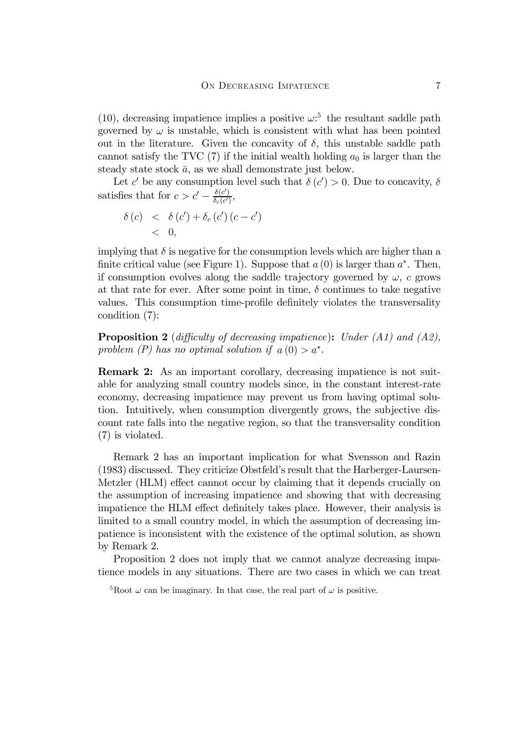(10), decreasing impatience implies a positive $\omega$:[5] the resultant saddle path governed by $\omega$ is unstable, which is consistent with what has been pointed out in the literature. Given the concavity of $\delta$, this unstable saddle path cannot satisfy the TVC (7) if the initial wealth holding $a_0$ is larger than the steady state stock $\bar{a}$, as we shall demonstrate just below.

Let $c'$ be any consumption level such that $\delta(c') > 0$. Due to concavity, $\delta$ satisfies that for $c > c' - \frac{\delta(c')}{\delta_c(c')}$,

$$
\begin{aligned}
\delta(c) &< \delta(c') + \delta_c(c')(c - c') \\
&< 0,
\end{aligned}
$$

implying that $\delta$ is negative for the consumption levels which are higher than a finite critical value (see Figure 1). Suppose that $a(0)$ is larger than $a^*$. Then, if consumption evolves along the saddle trajectory governed by $\omega$, $c$ grows at that rate for ever. After some point in time, $\delta$ continues to take negative values. This consumption time-profile definitely violates the transversality condition (7):

**Proposition 2** (*difficulty of decreasing impatience*)**:** *Under (A1) and (A2), problem (P) has no optimal solution if* $a(0) > a^*$.

**Remark 2:** As an important corollary, decreasing impatience is not suitable for analyzing small country models since, in the constant interest-rate economy, decreasing impatience may prevent us from having optimal solution. Intuitively, when consumption divergently grows, the subjective discount rate falls into the negative region, so that the transversality condition (7) is violated.

Remark 2 has an important implication for what Svensson and Razin (1983) discussed. They criticize Obstfeld's result that the Harberger-Laursen-Metzler (HLM) effect cannot occur by claiming that it depends crucially on the assumption of increasing impatience and showing that with decreasing impatience the HLM effect definitely takes place. However, their analysis is limited to a small country model, in which the assumption of decreasing impatience is inconsistent with the existence of the optimal solution, as shown by Remark 2.

Proposition 2 does not imply that we cannot analyze decreasing impatience models in any situations. There are two cases in which we can treat

[5] Root $\omega$ can be imaginary. In that case, the real part of $\omega$ is positive.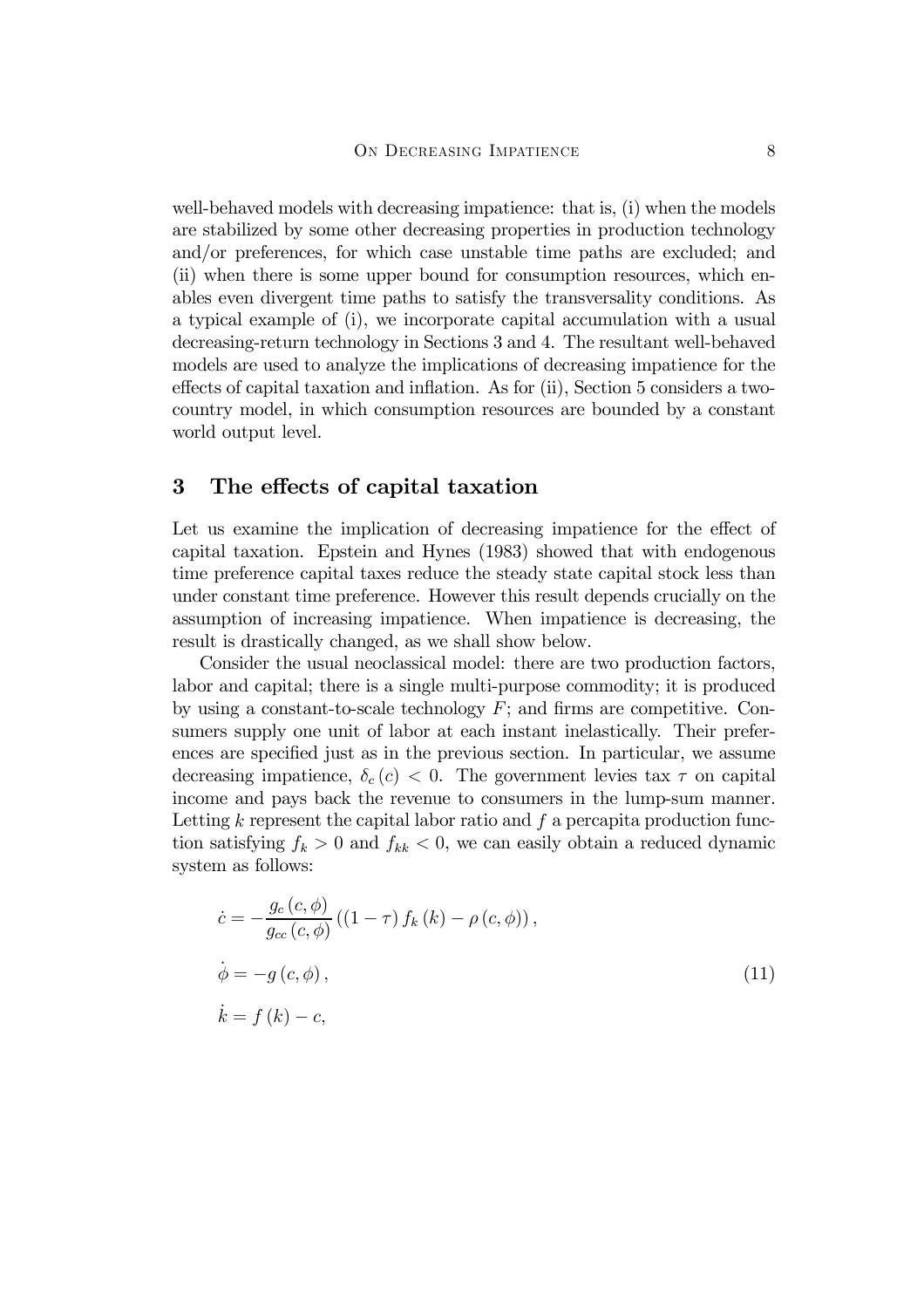well-behaved models with decreasing impatience: that is, (i) when the models are stabilized by some other decreasing properties in production technology and/or preferences, for which case unstable time paths are excluded; and (ii) when there is some upper bound for consumption resources, which enables even divergent time paths to satisfy the transversality conditions. As a typical example of (i), we incorporate capital accumulation with a usual decreasing-return technology in Sections 3 and 4. The resultant well-behaved models are used to analyze the implications of decreasing impatience for the effects of capital taxation and inflation. As for (ii), Section 5 considers a two-country model, in which consumption resources are bounded by a constant world output level.

## 3 The effects of capital taxation

Let us examine the implication of decreasing impatience for the effect of capital taxation. Epstein and Hynes (1983) showed that with endogenous time preference capital taxes reduce the steady state capital stock less than under constant time preference. However this result depends crucially on the assumption of increasing impatience. When impatience is decreasing, the result is drastically changed, as we shall show below.

Consider the usual neoclassical model: there are two production factors, labor and capital; there is a single multi-purpose commodity; it is produced by using a constant-to-scale technology $F$; and firms are competitive. Consumers supply one unit of labor at each instant inelastically. Their preferences are specified just as in the previous section. In particular, we assume decreasing impatience, $\delta_c(c) < 0$. The government levies tax $\tau$ on capital income and pays back the revenue to consumers in the lump-sum manner. Letting $k$ represent the capital labor ratio and $f$ a percapita production function satisfying $f_k > 0$ and $f_{kk} < 0$, we can easily obtain a reduced dynamic system as follows:

$$
\begin{aligned}
\dot{c} &= -\frac{g_c(c,\phi)}{g_{cc}(c,\phi)}\left((1-\tau) f_k(k) - \rho(c,\phi)\right), \\
\dot{\phi} &= -g(c,\phi), \\
\dot{k} &= f(k) - c,
\end{aligned}
\tag{11}
$$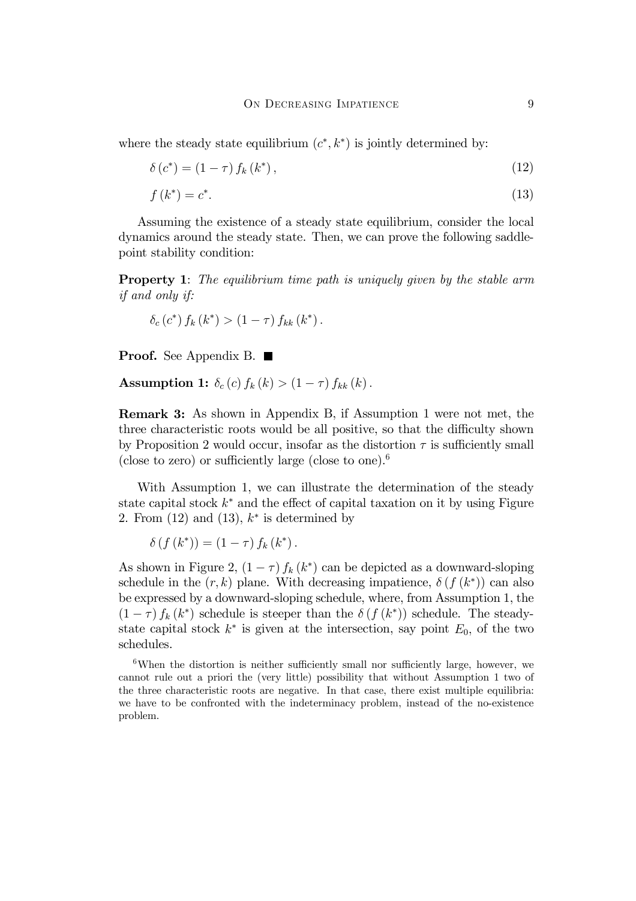where the steady state equilibrium $(c^*, k^*)$ is jointly determined by:

$$\delta(c^*) = (1-\tau) f_k(k^*), \tag{12}$$

$$f(k^*) = c^*. \tag{13}$$

Assuming the existence of a steady state equilibrium, consider the local dynamics around the steady state. Then, we can prove the following saddle-point stability condition:

**Property 1**: *The equilibrium time path is uniquely given by the stable arm if and only if:*

$$\delta_c(c^*) f_k(k^*) > (1-\tau) f_{kk}(k^*).$$

**Proof.** See Appendix B. ■

**Assumption 1:** $\delta_c(c) f_k(k) > (1-\tau) f_{kk}(k)$.

**Remark 3:** As shown in Appendix B, if Assumption 1 were not met, the three characteristic roots would be all positive, so that the difficulty shown by Proposition 2 would occur, insofar as the distortion $\tau$ is sufficiently small (close to zero) or sufficiently large (close to one).[6]

With Assumption 1, we can illustrate the determination of the steady state capital stock $k^*$ and the effect of capital taxation on it by using Figure 2. From (12) and (13), $k^*$ is determined by

$$\delta(f(k^*)) = (1-\tau) f_k(k^*).$$

As shown in Figure 2, $(1-\tau) f_k(k^*)$ can be depicted as a downward-sloping schedule in the $(r, k)$ plane. With decreasing impatience, $\delta(f(k^*))$ can also be expressed by a downward-sloping schedule, where, from Assumption 1, the $(1-\tau) f_k(k^*)$ schedule is steeper than the $\delta(f(k^*))$ schedule. The steady-state capital stock $k^*$ is given at the intersection, say point $E_0$, of the two schedules.

[6] When the distortion is neither sufficiently small nor sufficiently large, however, we cannot rule out a priori the (very little) possibility that without Assumption 1 two of the three characteristic roots are negative. In that case, there exist multiple equilibria: we have to be confronted with the indeterminacy problem, instead of the no-existence problem.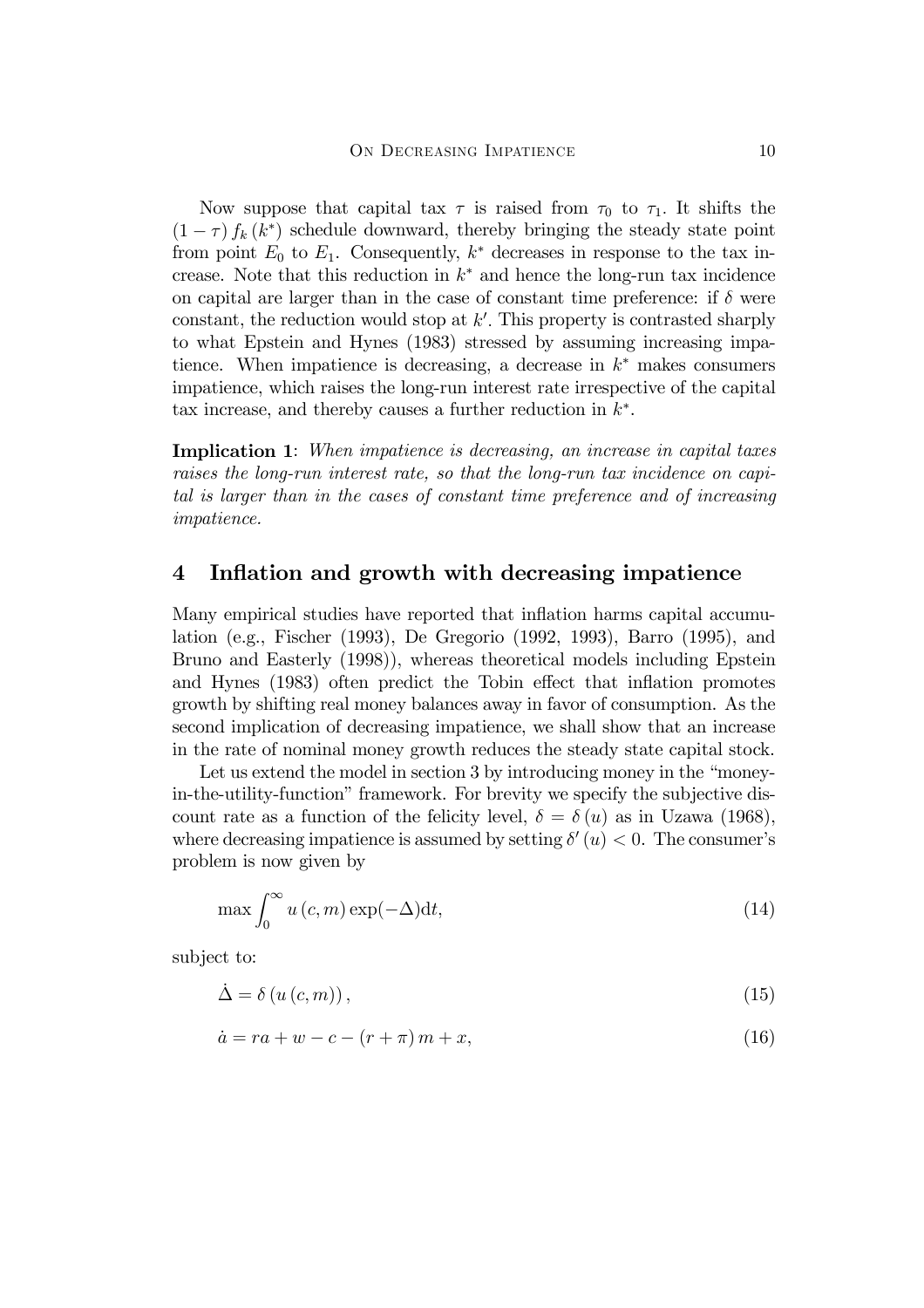Now suppose that capital tax $\tau$ is raised from $\tau_0$ to $\tau_1$. It shifts the $(1-\tau) f_k(k^*)$ schedule downward, thereby bringing the steady state point from point $E_0$ to $E_1$. Consequently, $k^*$ decreases in response to the tax increase. Note that this reduction in $k^*$ and hence the long-run tax incidence on capital are larger than in the case of constant time preference: if $\delta$ were constant, the reduction would stop at $k'$. This property is contrasted sharply to what Epstein and Hynes (1983) stressed by assuming increasing impatience. When impatience is decreasing, a decrease in $k^*$ makes consumers impatience, which raises the long-run interest rate irrespective of the capital tax increase, and thereby causes a further reduction in $k^*$.

**Implication 1**: *When impatience is decreasing, an increase in capital taxes raises the long-run interest rate, so that the long-run tax incidence on capital is larger than in the cases of constant time preference and of increasing impatience.*

## 4 Inflation and growth with decreasing impatience

Many empirical studies have reported that inflation harms capital accumulation (e.g., Fischer (1993), De Gregorio (1992, 1993), Barro (1995), and Bruno and Easterly (1998)), whereas theoretical models including Epstein and Hynes (1983) often predict the Tobin effect that inflation promotes growth by shifting real money balances away in favor of consumption. As the second implication of decreasing impatience, we shall show that an increase in the rate of nominal money growth reduces the steady state capital stock.

Let us extend the model in section 3 by introducing money in the "money-in-the-utility-function" framework. For brevity we specify the subjective discount rate as a function of the felicity level, $\delta = \delta(u)$ as in Uzawa (1968), where decreasing impatience is assumed by setting $\delta'(u) < 0$. The consumer's problem is now given by

$$\max \int_0^\infty u(c, m) \exp(-\Delta) \mathrm{d}t, \tag{14}$$

subject to:

$$\dot{\Delta} = \delta(u(c, m)), \tag{15}$$

$$\dot{a} = ra + w - c - (r + \pi) m + x, \tag{16}$$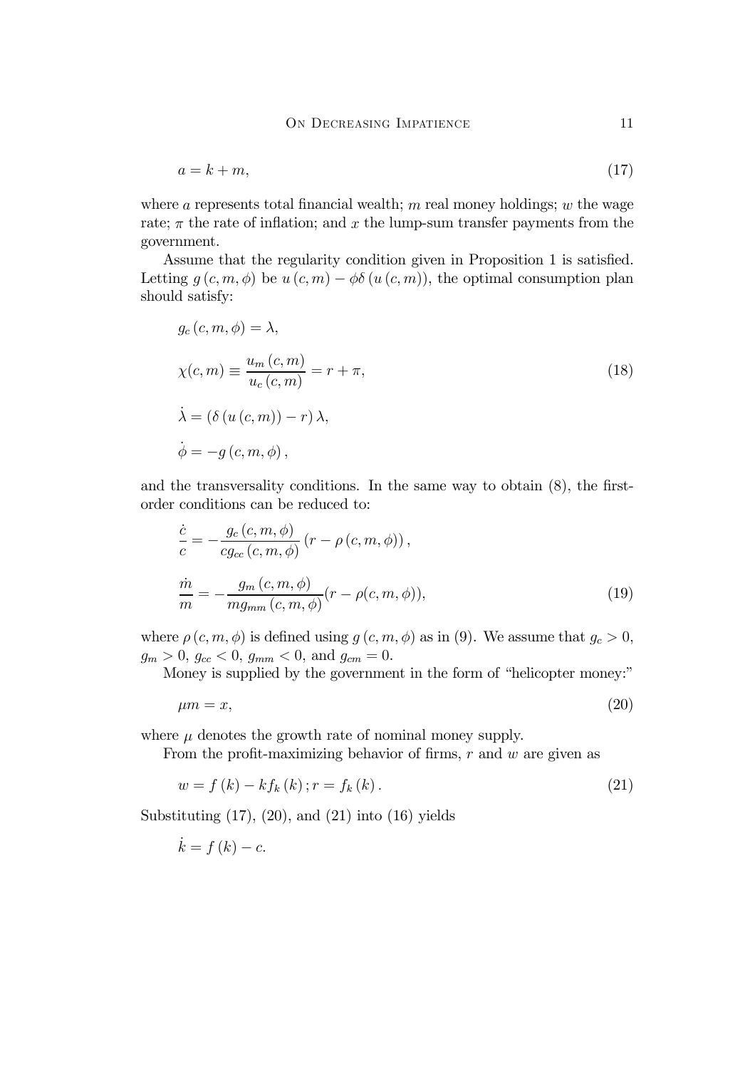$$a = k + m, \tag{17}$$

where $a$ represents total financial wealth; $m$ real money holdings; $w$ the wage rate; $\pi$ the rate of inflation; and $x$ the lump-sum transfer payments from the government.

Assume that the regularity condition given in Proposition 1 is satisfied. Letting $g(c, m, \phi)$ be $u(c, m) - \phi\delta(u(c, m))$, the optimal consumption plan should satisfy:

$$\begin{aligned}
&g_c(c, m, \phi) = \lambda, \\
&\chi(c, m) \equiv \frac{u_m(c, m)}{u_c(c, m)} = r + \pi, \\
&\dot{\lambda} = (\delta(u(c, m)) - r)\lambda, \\
&\dot{\phi} = -g(c, m, \phi),
\end{aligned} \tag{18}$$

and the transversality conditions. In the same way to obtain (8), the first-order conditions can be reduced to:

$$\begin{aligned}
&\frac{\dot{c}}{c} = -\frac{g_c(c, m, \phi)}{c g_{cc}(c, m, \phi)}(r - \rho(c, m, \phi)), \\
&\frac{\dot{m}}{m} = -\frac{g_m(c, m, \phi)}{m g_{mm}(c, m, \phi)}(r - \rho(c, m, \phi)),
\end{aligned} \tag{19}$$

where $\rho(c, m, \phi)$ is defined using $g(c, m, \phi)$ as in (9). We assume that $g_c > 0$, $g_m > 0$, $g_{cc} < 0$, $g_{mm} < 0$, and $g_{cm} = 0$.

Money is supplied by the government in the form of "helicopter money:"

$$\mu m = x, \tag{20}$$

where $\mu$ denotes the growth rate of nominal money supply.

From the profit-maximizing behavior of firms, $r$ and $w$ are given as

$$w = f(k) - k f_k(k); r = f_k(k). \tag{21}$$

Substituting (17), (20), and (21) into (16) yields

$$\dot{k} = f(k) - c.$$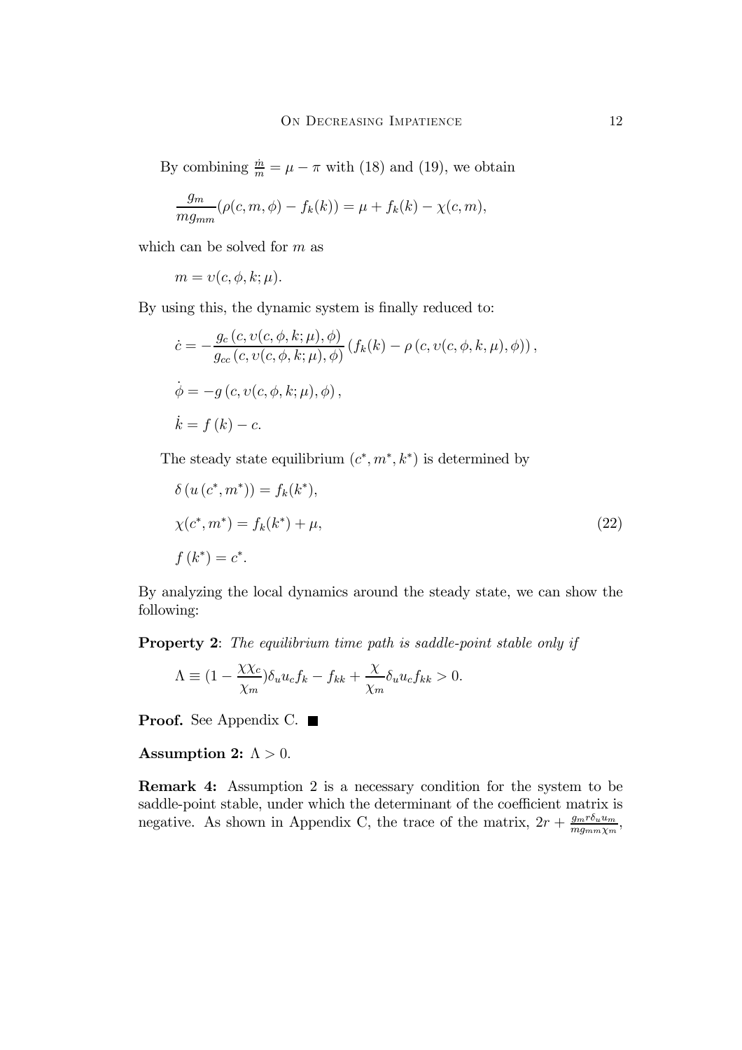By combining $\frac{\dot{m}}{m} = \mu - \pi$ with (18) and (19), we obtain

$$\frac{g_m}{m g_{mm}}(\rho(c, m, \phi) - f_k(k)) = \mu + f_k(k) - \chi(c, m),$$

which can be solved for $m$ as

$$m = \upsilon(c, \phi, k; \mu).$$

By using this, the dynamic system is finally reduced to:

$$\dot{c} = -\frac{g_c\left(c, \upsilon(c, \phi, k; \mu), \phi\right)}{g_{cc}\left(c, \upsilon(c, \phi, k; \mu), \phi\right)}\left(f_k(k) - \rho\left(c, \upsilon(c, \phi, k, \mu), \phi\right)\right),$$

$$\dot{\phi} = -g\left(c, \upsilon(c, \phi, k; \mu), \phi\right),$$

$$\dot{k} = f\left(k\right) - c.$$

The steady state equilibrium $(c^*, m^*, k^*)$ is determined by

$$\begin{aligned} &\delta\left(u\left(c^*, m^*\right)\right) = f_k(k^*), \\ &\chi(c^*, m^*) = f_k(k^*) + \mu, \\ &f\left(k^*\right) = c^*. \end{aligned} \tag{22}$$

By analyzing the local dynamics around the steady state, we can show the following:

**Property 2**: *The equilibrium time path is saddle-point stable only if*

$$\Lambda \equiv (1 - \frac{\chi \chi_c}{\chi_m})\delta_u u_c f_k - f_{kk} + \frac{\chi}{\chi_m}\delta_u u_c f_{kk} > 0.$$

**Proof.** See Appendix C. ■

**Assumption 2:** $\Lambda > 0$.

**Remark 4:** Assumption 2 is a necessary condition for the system to be saddle-point stable, under which the determinant of the coefficient matrix is negative. As shown in Appendix C, the trace of the matrix, $2r + \frac{g_m r \delta_u u_m}{m g_{mm} \chi_m}$,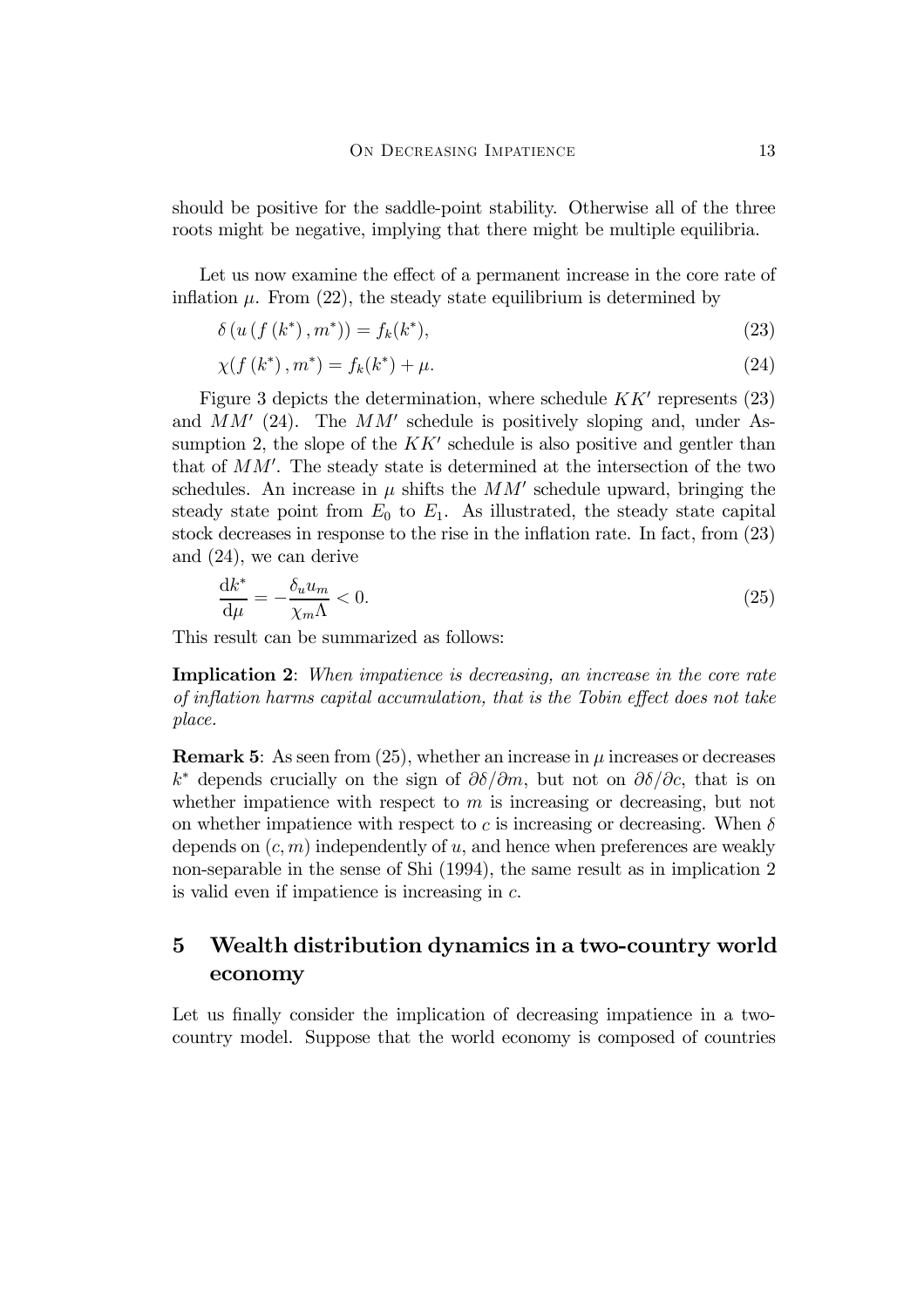should be positive for the saddle-point stability. Otherwise all of the three roots might be negative, implying that there might be multiple equilibria.

Let us now examine the effect of a permanent increase in the core rate of inflation $\mu$. From (22), the steady state equilibrium is determined by

$$\delta\left(u\left(f\left(k^{*}\right), m^{*}\right)\right) = f_{k}(k^{*}), \tag{23}$$

$$\chi(f\left(k^{*}\right), m^{*}) = f_{k}(k^{*}) + \mu. \tag{24}$$

Figure 3 depicts the determination, where schedule $KK'$ represents (23) and $MM'$ (24). The $MM'$ schedule is positively sloping and, under Assumption 2, the slope of the $KK'$ schedule is also positive and gentler than that of $MM'$. The steady state is determined at the intersection of the two schedules. An increase in $\mu$ shifts the $MM'$ schedule upward, bringing the steady state point from $E_0$ to $E_1$. As illustrated, the steady state capital stock decreases in response to the rise in the inflation rate. In fact, from (23) and (24), we can derive

$$\frac{\mathrm{d}k^{*}}{\mathrm{d}\mu} = -\frac{\delta_{u} u_{m}}{\chi_{m} \Lambda} < 0. \tag{25}$$

This result can be summarized as follows:

**Implication 2**: *When impatience is decreasing, an increase in the core rate of inflation harms capital accumulation, that is the Tobin effect does not take place.*

**Remark 5**: As seen from (25), whether an increase in $\mu$ increases or decreases $k^*$ depends crucially on the sign of $\partial\delta/\partial m$, but not on $\partial\delta/\partial c$, that is on whether impatience with respect to $m$ is increasing or decreasing, but not on whether impatience with respect to $c$ is increasing or decreasing. When $\delta$ depends on $(c, m)$ independently of $u$, and hence when preferences are weakly non-separable in the sense of Shi (1994), the same result as in implication 2 is valid even if impatience is increasing in $c$.

## 5 Wealth distribution dynamics in a two-country world economy

Let us finally consider the implication of decreasing impatience in a two-country model. Suppose that the world economy is composed of countries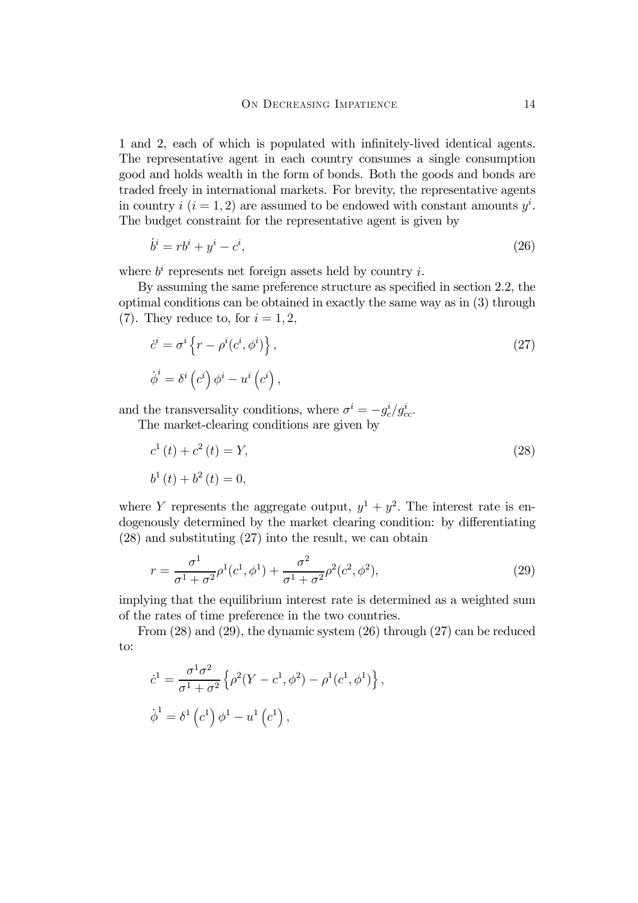1 and 2, each of which is populated with infinitely-lived identical agents. The representative agent in each country consumes a single consumption good and holds wealth in the form of bonds. Both the goods and bonds are traded freely in international markets. For brevity, the representative agents in country $i$ $(i = 1, 2)$ are assumed to be endowed with constant amounts $y^i$. The budget constraint for the representative agent is given by

$$\dot{b}^i = rb^i + y^i - c^i, \tag{26}$$

where $b^i$ represents net foreign assets held by country $i$.

By assuming the same preference structure as specified in section 2.2, the optimal conditions can be obtained in exactly the same way as in (3) through (7). They reduce to, for $i = 1, 2$,

$$\dot{c}^i = \sigma^i \left\{ r - \rho^i(c^i, \phi^i) \right\}, \tag{27}$$

$$\dot{\phi}^i = \delta^i \left( c^i \right) \phi^i - u^i \left( c^i \right),$$

and the transversality conditions, where $\sigma^i = -g^i_c / g^i_{cc}$.

The market-clearing conditions are given by

$$c^1(t) + c^2(t) = Y, \tag{28}$$

$$b^1(t) + b^2(t) = 0,$$

where $Y$ represents the aggregate output, $y^1 + y^2$. The interest rate is endogenously determined by the market clearing condition: by differentiating (28) and substituting (27) into the result, we can obtain

$$r = \frac{\sigma^1}{\sigma^1 + \sigma^2} \rho^1(c^1, \phi^1) + \frac{\sigma^2}{\sigma^1 + \sigma^2} \rho^2(c^2, \phi^2), \tag{29}$$

implying that the equilibrium interest rate is determined as a weighted sum of the rates of time preference in the two countries.

From (28) and (29), the dynamic system (26) through (27) can be reduced to:

$$\dot{c}^1 = \frac{\sigma^1 \sigma^2}{\sigma^1 + \sigma^2} \left\{ \rho^2(Y - c^1, \phi^2) - \rho^1(c^1, \phi^1) \right\},$$

$$\dot{\phi}^1 = \delta^1 \left( c^1 \right) \phi^1 - u^1 \left( c^1 \right),$$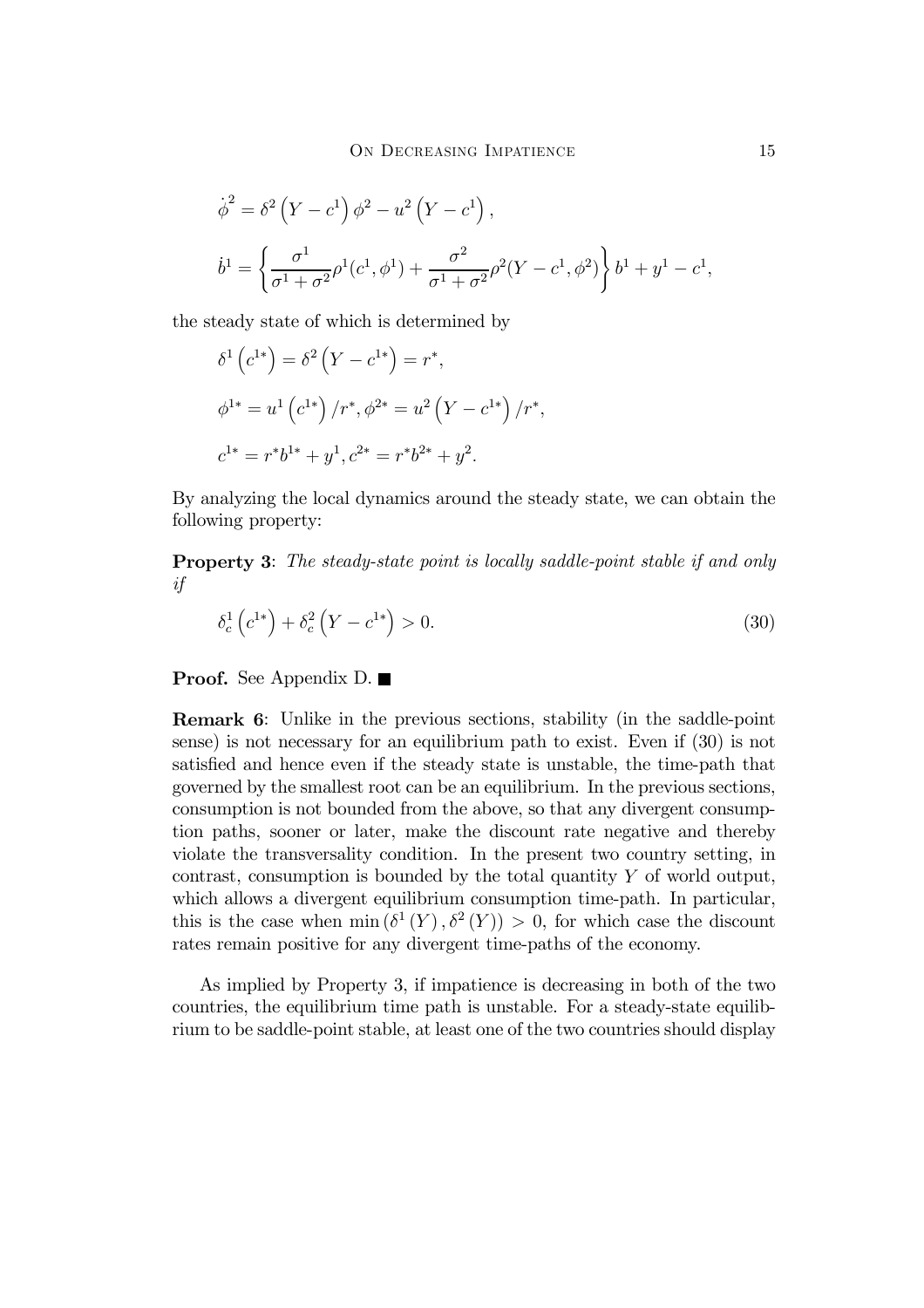$$\dot{\phi}^2 = \delta^2 \left(Y - c^1\right) \phi^2 - u^2 \left(Y - c^1\right),$$

$$\dot{b}^1 = \left\{ \frac{\sigma^1}{\sigma^1 + \sigma^2} \rho^1(c^1, \phi^1) + \frac{\sigma^2}{\sigma^1 + \sigma^2} \rho^2(Y - c^1, \phi^2) \right\} b^1 + y^1 - c^1,$$

the steady state of which is determined by

$$\delta^1 \left(c^{1*}\right) = \delta^2 \left(Y - c^{1*}\right) = r^*,$$

$$\phi^{1*} = u^1 \left(c^{1*}\right) / r^*, \phi^{2*} = u^2 \left(Y - c^{1*}\right) / r^*,$$

$$c^{1*} = r^* b^{1*} + y^1, c^{2*} = r^* b^{2*} + y^2.$$

By analyzing the local dynamics around the steady state, we can obtain the following property:

**Property 3**: *The steady-state point is locally saddle-point stable if and only if*

$$\delta_c^1 \left(c^{1*}\right) + \delta_c^2 \left(Y - c^{1*}\right) > 0. \tag{30}$$

**Proof.** See Appendix D. ■

**Remark 6**: Unlike in the previous sections, stability (in the saddle-point sense) is not necessary for an equilibrium path to exist. Even if (30) is not satisfied and hence even if the steady state is unstable, the time-path that governed by the smallest root can be an equilibrium. In the previous sections, consumption is not bounded from the above, so that any divergent consumption paths, sooner or later, make the discount rate negative and thereby violate the transversality condition. In the present two country setting, in contrast, consumption is bounded by the total quantity $Y$ of world output, which allows a divergent equilibrium consumption time-path. In particular, this is the case when $\min\left(\delta^1(Y), \delta^2(Y)\right) > 0$, for which case the discount rates remain positive for any divergent time-paths of the economy.

As implied by Property 3, if impatience is decreasing in both of the two countries, the equilibrium time path is unstable. For a steady-state equilibrium to be saddle-point stable, at least one of the two countries should display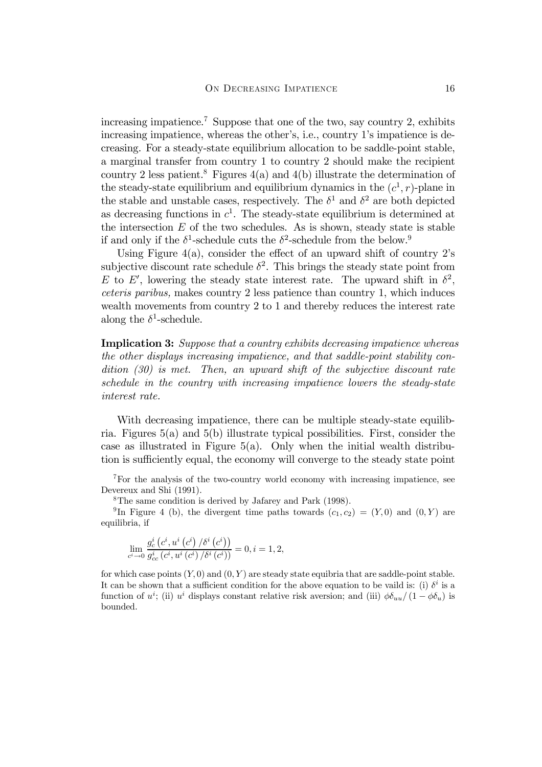increasing impatience.[7] Suppose that one of the two, say country 2, exhibits increasing impatience, whereas the other's, i.e., country 1's impatience is decreasing. For a steady-state equilibrium allocation to be saddle-point stable, a marginal transfer from country 1 to country 2 should make the recipient country 2 less patient.[8] Figures 4(a) and 4(b) illustrate the determination of the steady-state equilibrium and equilibrium dynamics in the $(c^1, r)$-plane in the stable and unstable cases, respectively. The $\delta^1$ and $\delta^2$ are both depicted as decreasing functions in $c^1$. The steady-state equilibrium is determined at the intersection $E$ of the two schedules. As is shown, steady state is stable if and only if the $\delta^1$-schedule cuts the $\delta^2$-schedule from the below.[9]

Using Figure 4(a), consider the effect of an upward shift of country 2's subjective discount rate schedule $\delta^2$. This brings the steady state point from $E$ to $E'$, lowering the steady state interest rate. The upward shift in $\delta^2$, *ceteris paribus,* makes country 2 less patience than country 1, which induces wealth movements from country 2 to 1 and thereby reduces the interest rate along the $\delta^1$-schedule.

**Implication 3:** *Suppose that a country exhibits decreasing impatience whereas the other displays increasing impatience, and that saddle-point stability condition (30) is met. Then, an upward shift of the subjective discount rate schedule in the country with increasing impatience lowers the steady-state interest rate.*

With decreasing impatience, there can be multiple steady-state equilibria. Figures 5(a) and 5(b) illustrate typical possibilities. First, consider the case as illustrated in Figure 5(a). Only when the initial wealth distribution is sufficiently equal, the economy will converge to the steady state point

[7] For the analysis of the two-country world economy with increasing impatience, see Devereux and Shi (1991).

[8] The same condition is derived by Jafarey and Park (1998).

[9] In Figure 4 (b), the divergent time paths towards $(c_1, c_2) = (Y, 0)$ and $(0, Y)$ are equilibria, if

$$\lim_{c^i \to 0} \frac{g^i_c\left(c^i, u^i\left(c^i\right)/\delta^i\left(c^i\right)\right)}{g^i_{cc}\left(c^i, u^i\left(c^i\right)/\delta^i\left(c^i\right)\right)} = 0, i = 1, 2,$$

for which case points $(Y, 0)$ and $(0, Y)$ are steady state equibria that are saddle-point stable. It can be shown that a sufficient condition for the above equation to be vaild is: (i) $\delta^i$ is a function of $u^i$; (ii) $u^i$ displays constant relative risk aversion; and (iii) $\phi\delta_{uu}/\left(1 - \phi\delta_u\right)$ is bounded.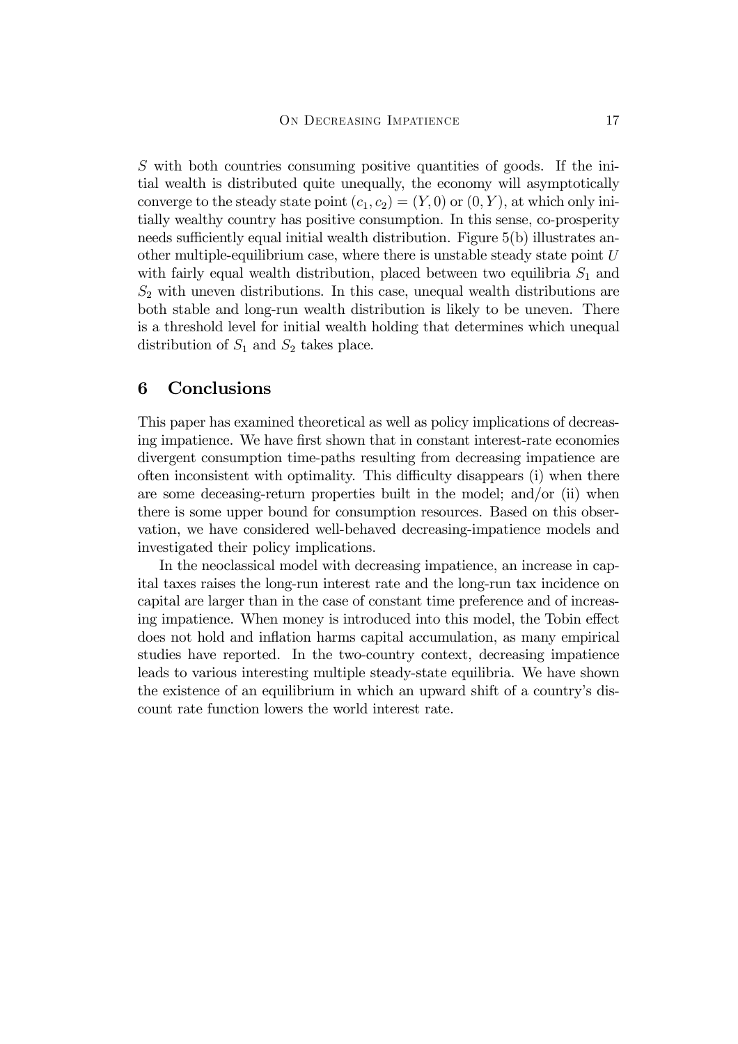$S$ with both countries consuming positive quantities of goods. If the initial wealth is distributed quite unequally, the economy will asymptotically converge to the steady state point $(c_1, c_2) = (Y, 0)$ or $(0, Y)$, at which only initially wealthy country has positive consumption. In this sense, co-prosperity needs sufficiently equal initial wealth distribution. Figure 5(b) illustrates another multiple-equilibrium case, where there is unstable steady state point $U$ with fairly equal wealth distribution, placed between two equilibria $S_1$ and $S_2$ with uneven distributions. In this case, unequal wealth distributions are both stable and long-run wealth distribution is likely to be uneven. There is a threshold level for initial wealth holding that determines which unequal distribution of $S_1$ and $S_2$ takes place.

## 6 Conclusions

This paper has examined theoretical as well as policy implications of decreasing impatience. We have first shown that in constant interest-rate economies divergent consumption time-paths resulting from decreasing impatience are often inconsistent with optimality. This difficulty disappears (i) when there are some deceasing-return properties built in the model; and/or (ii) when there is some upper bound for consumption resources. Based on this observation, we have considered well-behaved decreasing-impatience models and investigated their policy implications.

In the neoclassical model with decreasing impatience, an increase in capital taxes raises the long-run interest rate and the long-run tax incidence on capital are larger than in the case of constant time preference and of increasing impatience. When money is introduced into this model, the Tobin effect does not hold and inflation harms capital accumulation, as many empirical studies have reported. In the two-country context, decreasing impatience leads to various interesting multiple steady-state equilibria. We have shown the existence of an equilibrium in which an upward shift of a country's discount rate function lowers the world interest rate.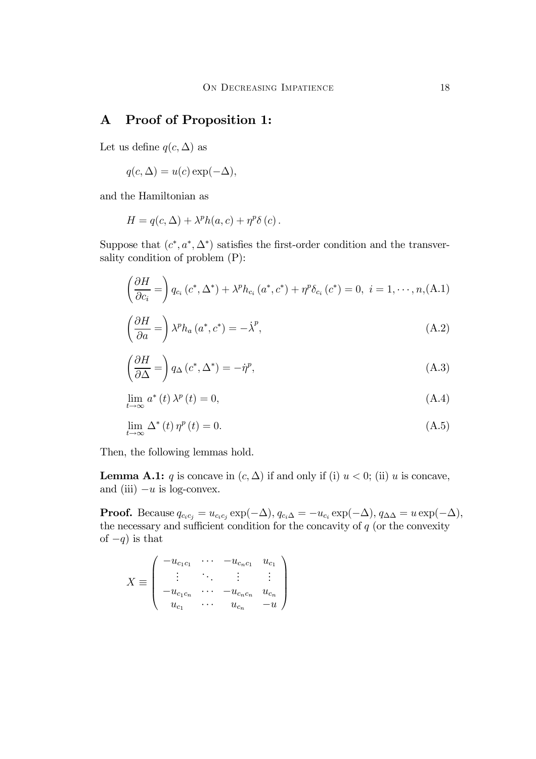## A Proof of Proposition 1:

Let us define $q(c, \Delta)$ as

$$q(c, \Delta) = u(c) \exp(-\Delta),$$

and the Hamiltonian as

$$H = q(c, \Delta) + \lambda^p h(a, c) + \eta^p \delta(c).$$

Suppose that $(c^*, a^*, \Delta^*)$ satisfies the first-order condition and the transversality condition of problem (P):

$$\left(\frac{\partial H}{\partial c_i} = \right) q_{c_i}(c^*, \Delta^*) + \lambda^p h_{c_i}(a^*, c^*) + \eta^p \delta_{c_i}(c^*) = 0, \; i = 1, \cdots, n, \tag{A.1}$$

$$\left(\frac{\partial H}{\partial a} = \right) \lambda^p h_a(a^*, c^*) = -\dot{\lambda}^p, \tag{A.2}$$

$$\left(\frac{\partial H}{\partial \Delta} = \right) q_\Delta(c^*, \Delta^*) = -\dot{\eta}^p, \tag{A.3}$$

$$\lim_{t \to \infty} a^*(t) \lambda^p(t) = 0, \tag{A.4}$$

$$\lim_{t \to \infty} \Delta^*(t) \eta^p(t) = 0. \tag{A.5}$$

Then, the following lemmas hold.

**Lemma A.1:** $q$ is concave in $(c, \Delta)$ if and only if (i) $u < 0$; (ii) $u$ is concave, and (iii) $-u$ is log-convex.

**Proof.** Because $q_{c_i c_j} = u_{c_i c_j} \exp(-\Delta)$, $q_{c_i \Delta} = -u_{c_i} \exp(-\Delta)$, $q_{\Delta\Delta} = u \exp(-\Delta)$, the necessary and sufficient condition for the concavity of $q$ (or the convexity of $-q$) is that

$$X \equiv \begin{pmatrix} -u_{c_1 c_1} & \cdots & -u_{c_n c_1} & u_{c_1} \\ \vdots & \ddots & \vdots & \vdots \\ -u_{c_1 c_n} & \cdots & -u_{c_n c_n} & u_{c_n} \\ u_{c_1} & \cdots & u_{c_n} & -u \end{pmatrix}$$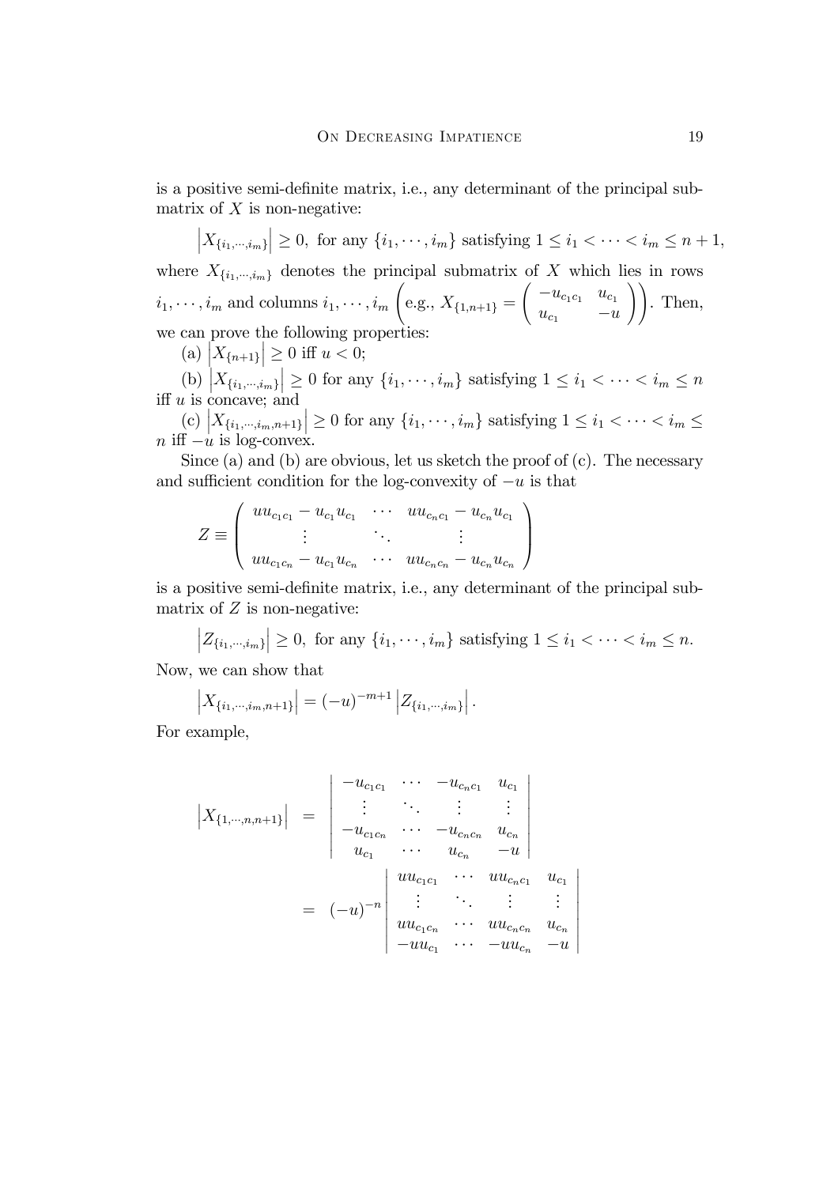is a positive semi-definite matrix, i.e., any determinant of the principal submatrix of $X$ is non-negative:

$$\left|X_{\{i_1,\cdots,i_m\}}\right| \geq 0, \text{ for any } \{i_1,\cdots,i_m\} \text{ satisfying } 1 \leq i_1 < \cdots < i_m \leq n+1,$$

where $X_{\{i_1,\cdots,i_m\}}$ denotes the principal submatrix of $X$ which lies in rows $i_1,\cdots,i_m$ and columns $i_1,\cdots,i_m$ $\left(\text{e.g., } X_{\{1,n+1\}} = \begin{pmatrix} -u_{c_1c_1} & u_{c_1} \\ u_{c_1} & -u \end{pmatrix}\right)$. Then, we can prove the following properties:

(a) $\left|X_{\{n+1\}}\right| \geq 0$ iff $u < 0$;

(b) $\left|X_{\{i_1,\cdots,i_m\}}\right| \geq 0$ for any $\{i_1,\cdots,i_m\}$ satisfying $1 \leq i_1 < \cdots < i_m \leq n$ iff $u$ is concave; and

(c) $\left|X_{\{i_1,\cdots,i_m,n+1\}}\right| \geq 0$ for any $\{i_1,\cdots,i_m\}$ satisfying $1 \leq i_1 < \cdots < i_m \leq n$ iff $-u$ is log-convex.

Since (a) and (b) are obvious, let us sketch the proof of (c). The necessary and sufficient condition for the log-convexity of $-u$ is that

$$Z \equiv \begin{pmatrix} uu_{c_1c_1} - u_{c_1}u_{c_1} & \cdots & uu_{c_nc_1} - u_{c_n}u_{c_1} \\ \vdots & \ddots & \vdots \\ uu_{c_1c_n} - u_{c_1}u_{c_n} & \cdots & uu_{c_nc_n} - u_{c_n}u_{c_n} \end{pmatrix}$$

is a positive semi-definite matrix, i.e., any determinant of the principal submatrix of $Z$ is non-negative:

$$\left|Z_{\{i_1,\cdots,i_m\}}\right| \geq 0, \text{ for any } \{i_1,\cdots,i_m\} \text{ satisfying } 1 \leq i_1 < \cdots < i_m \leq n.$$

Now, we can show that

$$\left|X_{\{i_1,\cdots,i_m,n+1\}}\right| = (-u)^{-m+1}\left|Z_{\{i_1,\cdots,i_m\}}\right|.$$

For example,

$$\begin{aligned}
\left|X_{\{1,\cdots,n,n+1\}}\right| &= \begin{vmatrix} -u_{c_1c_1} & \cdots & -u_{c_nc_1} & u_{c_1} \\ \vdots & \ddots & \vdots & \vdots \\ -u_{c_1c_n} & \cdots & -u_{c_nc_n} & u_{c_n} \\ u_{c_1} & \cdots & u_{c_n} & -u \end{vmatrix} \\
&= (-u)^{-n}\begin{vmatrix} uu_{c_1c_1} & \cdots & uu_{c_nc_1} & u_{c_1} \\ \vdots & \ddots & \vdots & \vdots \\ uu_{c_1c_n} & \cdots & uu_{c_nc_n} & u_{c_n} \\ -uu_{c_1} & \cdots & -uu_{c_n} & -u \end{vmatrix}
\end{aligned}$$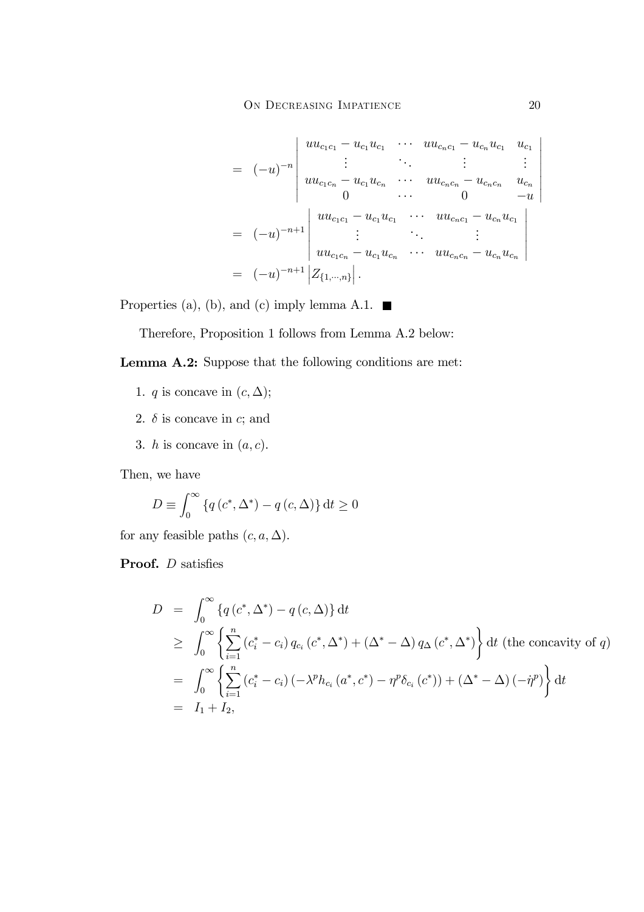$$
\begin{aligned}
&= (-u)^{-n} \begin{vmatrix} uu_{c_1c_1} - u_{c_1}u_{c_1} & \cdots & uu_{c_nc_1} - u_{c_n}u_{c_1} & u_{c_1} \\ \vdots & \ddots & \vdots & \vdots \\ uu_{c_1c_n} - u_{c_1}u_{c_n} & \cdots & uu_{c_nc_n} - u_{c_nc_n} & u_{c_n} \\ 0 & \cdots & 0 & -u \end{vmatrix} \\
&= (-u)^{-n+1} \begin{vmatrix} uu_{c_1c_1} - u_{c_1}u_{c_1} & \cdots & uu_{c_nc_1} - u_{c_n}u_{c_1} \\ \vdots & \ddots & \vdots \\ uu_{c_1c_n} - u_{c_1}u_{c_n} & \cdots & uu_{c_nc_n} - u_{c_n}u_{c_n} \end{vmatrix} \\
&= (-u)^{-n+1} \left| Z_{\{1,\cdots,n\}} \right|.
\end{aligned}
$$

Properties (a), (b), and (c) imply lemma A.1. ■

Therefore, Proposition 1 follows from Lemma A.2 below:

**Lemma A.2:** Suppose that the following conditions are met:

1. $q$ is concave in $(c, \Delta)$;
2. $\delta$ is concave in $c$; and
3. $h$ is concave in $(a, c)$.

Then, we have

$$
D \equiv \int_0^\infty \{q(c^*, \Delta^*) - q(c, \Delta)\} \, \mathrm{d}t \geq 0
$$

for any feasible paths $(c, a, \Delta)$.

**Proof.** $D$ satisfies

$$
\begin{aligned}
D &= \int_0^\infty \{q(c^*, \Delta^*) - q(c, \Delta)\} \, \mathrm{d}t \\
&\geq \int_0^\infty \left\{ \sum_{i=1}^n (c_i^* - c_i) \, q_{c_i}(c^*, \Delta^*) + (\Delta^* - \Delta) \, q_\Delta(c^*, \Delta^*) \right\} \mathrm{d}t \text{ (the concavity of } q\text{)} \\
&= \int_0^\infty \left\{ \sum_{i=1}^n (c_i^* - c_i) \left(-\lambda^p h_{c_i}(a^*, c^*) - \eta^p \delta_{c_i}(c^*)\right) + (\Delta^* - \Delta)(-\dot{\eta}^p) \right\} \mathrm{d}t \\
&= I_1 + I_2,
\end{aligned}
$$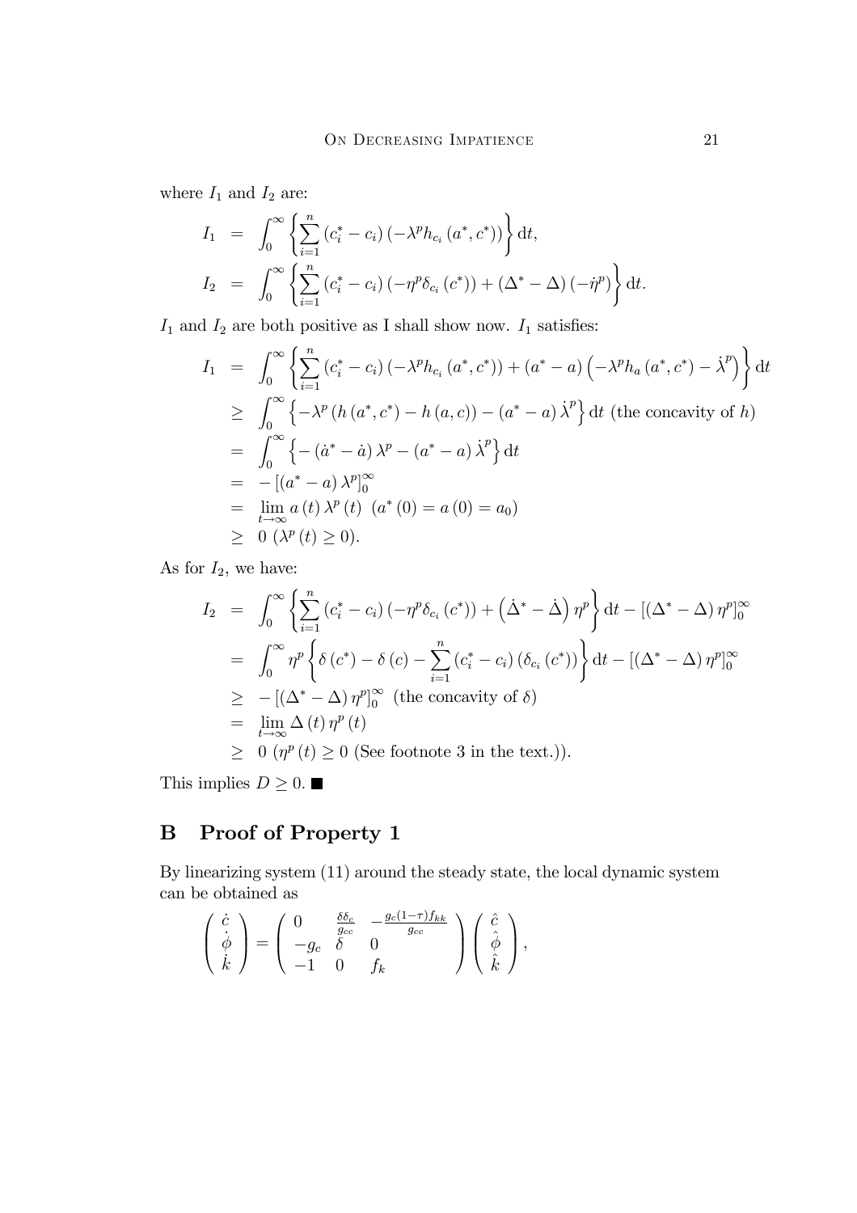where $I_1$ and $I_2$ are:

$$
\begin{aligned}
I_1 &= \int_0^\infty \left\{ \sum_{i=1}^n (c_i^* - c_i)(-\lambda^p h_{c_i}(a^*, c^*)) \right\} \mathrm{d}t, \\
I_2 &= \int_0^\infty \left\{ \sum_{i=1}^n (c_i^* - c_i)(-\eta^p \delta_{c_i}(c^*)) + (\Delta^* - \Delta)(-\dot{\eta}^p) \right\} \mathrm{d}t.
\end{aligned}
$$

$I_1$ and $I_2$ are both positive as I shall show now. $I_1$ satisfies:

$$
\begin{aligned}
I_1 &= \int_0^\infty \left\{ \sum_{i=1}^n (c_i^* - c_i)(-\lambda^p h_{c_i}(a^*, c^*)) + (a^* - a)\left(-\lambda^p h_a(a^*, c^*) - \dot{\lambda}^p\right) \right\} \mathrm{d}t \\
&\geq \int_0^\infty \left\{ -\lambda^p (h(a^*, c^*) - h(a, c)) - (a^* - a)\dot{\lambda}^p \right\} \mathrm{d}t \text{ (the concavity of } h) \\
&= \int_0^\infty \left\{ -(\dot{a}^* - \dot{a})\lambda^p - (a^* - a)\dot{\lambda}^p \right\} \mathrm{d}t \\
&= -\left[(a^* - a)\lambda^p\right]_0^\infty \\
&= \lim_{t \to \infty} a(t)\lambda^p(t) \;\; (a^*(0) = a(0) = a_0) \\
&\geq 0 \;\; (\lambda^p(t) \geq 0).
\end{aligned}
$$

As for $I_2$, we have:

$$
\begin{aligned}
I_2 &= \int_0^\infty \left\{ \sum_{i=1}^n (c_i^* - c_i)(-\eta^p \delta_{c_i}(c^*)) + \left(\dot{\Delta}^* - \dot{\Delta}\right)\eta^p \right\} \mathrm{d}t - \left[(\Delta^* - \Delta)\eta^p\right]_0^\infty \\
&= \int_0^\infty \eta^p \left\{ \delta(c^*) - \delta(c) - \sum_{i=1}^n (c_i^* - c_i)(\delta_{c_i}(c^*)) \right\} \mathrm{d}t - \left[(\Delta^* - \Delta)\eta^p\right]_0^\infty \\
&\geq -\left[(\Delta^* - \Delta)\eta^p\right]_0^\infty \;\; \text{(the concavity of } \delta) \\
&= \lim_{t \to \infty} \Delta(t)\eta^p(t) \\
&\geq 0 \;\; (\eta^p(t) \geq 0 \text{ (See footnote 3 in the text.)}).
\end{aligned}
$$

This implies $D \geq 0$. ■

# B Proof of Property 1

By linearizing system (11) around the steady state, the local dynamic system can be obtained as

$$
\begin{pmatrix} \dot{c} \\ \dot{\phi} \\ \dot{k} \end{pmatrix} = \begin{pmatrix} 0 & \frac{\delta \delta_c}{g_{cc}} & -\frac{g_c(1-\tau)f_{kk}}{g_{cc}} \\ -g_c & \delta & 0 \\ -1 & 0 & f_k \end{pmatrix} \begin{pmatrix} \hat{c} \\ \hat{\phi} \\ \hat{k} \end{pmatrix},
$$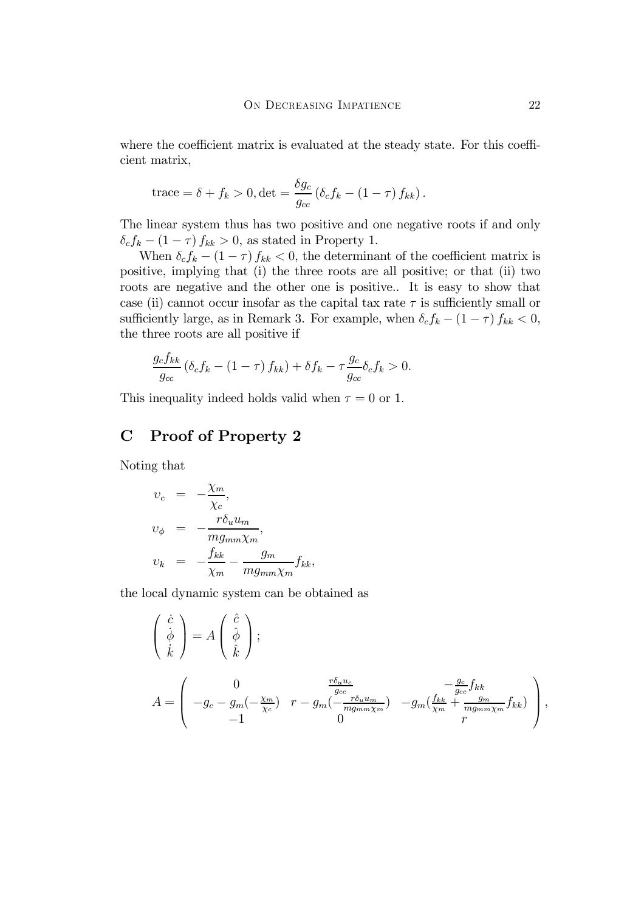where the coefficient matrix is evaluated at the steady state. For this coefficient matrix,

$$\text{trace} = \delta + f_k > 0, \det = \frac{\delta g_c}{g_{cc}} \left( \delta_c f_k - (1-\tau) f_{kk} \right).$$

The linear system thus has two positive and one negative roots if and only $\delta_c f_k - (1-\tau) f_{kk} > 0$, as stated in Property 1.

When $\delta_c f_k - (1-\tau) f_{kk} < 0$, the determinant of the coefficient matrix is positive, implying that (i) the three roots are all positive; or that (ii) two roots are negative and the other one is positive.. It is easy to show that case (ii) cannot occur insofar as the capital tax rate $\tau$ is sufficiently small or sufficiently large, as in Remark 3. For example, when $\delta_c f_k - (1-\tau) f_{kk} < 0$, the three roots are all positive if

$$\frac{g_c f_{kk}}{g_{cc}} \left( \delta_c f_k - (1-\tau) f_{kk} \right) + \delta f_k - \tau \frac{g_c}{g_{cc}} \delta_c f_k > 0.$$

This inequality indeed holds valid when $\tau = 0$ or 1.

## C Proof of Property 2

Noting that

$$\begin{aligned}
\upsilon_c &= -\frac{\chi_m}{\chi_c}, \\
\upsilon_\phi &= -\frac{r \delta_u u_m}{m g_{mm} \chi_m}, \\
\upsilon_k &= -\frac{f_{kk}}{\chi_m} - \frac{g_m}{m g_{mm} \chi_m} f_{kk},
\end{aligned}$$

the local dynamic system can be obtained as

$$\begin{pmatrix} \dot{c} \\ \dot{\phi} \\ \dot{k} \end{pmatrix} = A \begin{pmatrix} \hat{c} \\ \hat{\phi} \\ \hat{k} \end{pmatrix};$$

$$A = \begin{pmatrix} 0 & \frac{r \delta_u u_c}{g_{cc}} & -\frac{g_c}{g_{cc}} f_{kk} \\ -g_c - g_m(-\frac{\chi_m}{\chi_c}) & r - g_m(-\frac{r \delta_u u_m}{m g_{mm} \chi_m}) & -g_m(\frac{f_{kk}}{\chi_m} + \frac{g_m}{m g_{mm} \chi_m} f_{kk}) \\ -1 & 0 & r \end{pmatrix},$$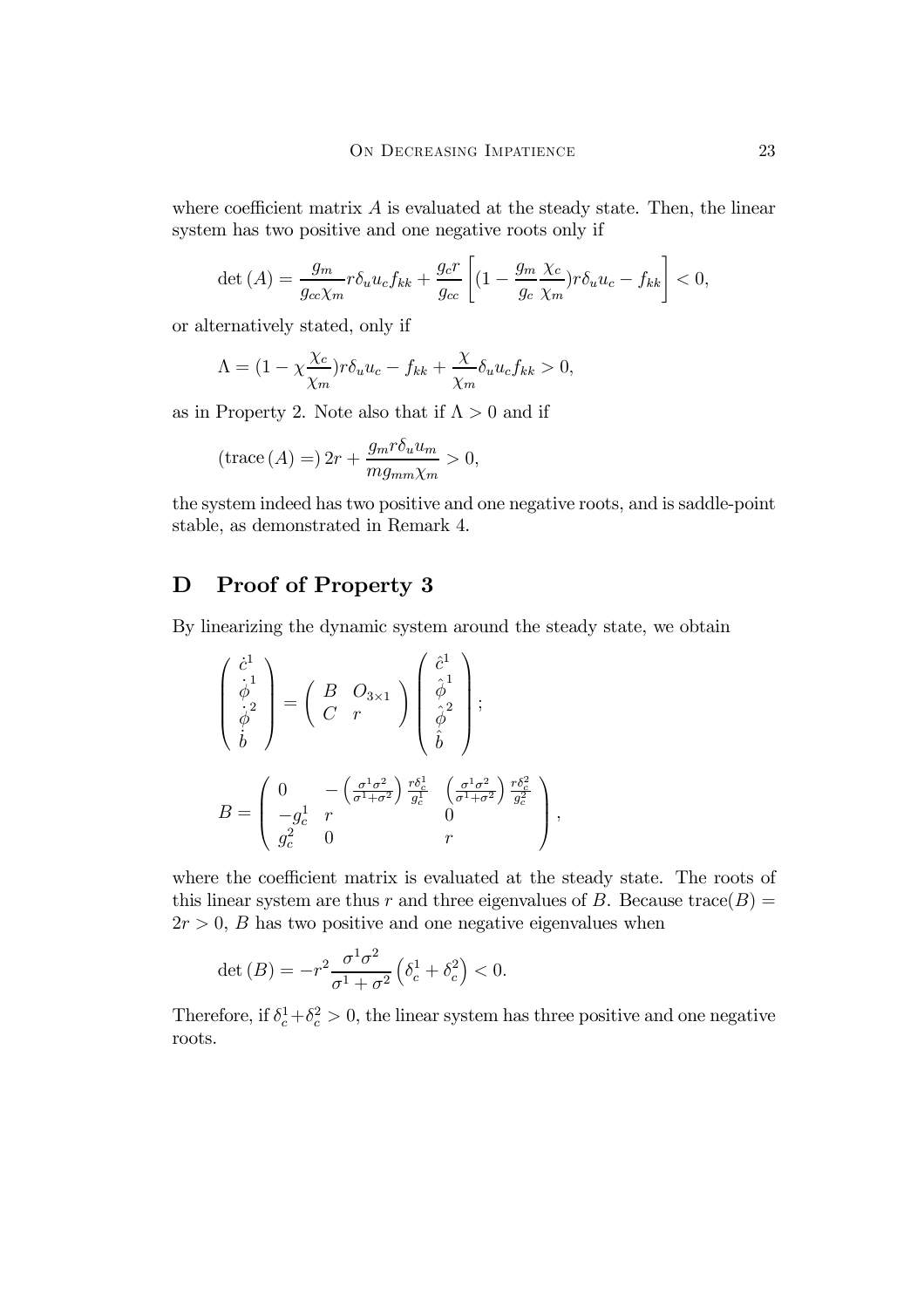where coefficient matrix $A$ is evaluated at the steady state. Then, the linear system has two positive and one negative roots only if

$$\det(A) = \frac{g_m}{g_{cc}\chi_m} r\delta_u u_c f_{kk} + \frac{g_c r}{g_{cc}} \left[ (1 - \frac{g_m}{g_c}\frac{\chi_c}{\chi_m}) r\delta_u u_c - f_{kk} \right] < 0,$$

or alternatively stated, only if

$$\Lambda = (1 - \chi \frac{\chi_c}{\chi_m}) r\delta_u u_c - f_{kk} + \frac{\chi}{\chi_m}\delta_u u_c f_{kk} > 0,$$

as in Property 2. Note also that if $\Lambda > 0$ and if

$$(\text{trace}(A) =) \, 2r + \frac{g_m r \delta_u u_m}{m g_{mm}\chi_m} > 0,$$

the system indeed has two positive and one negative roots, and is saddle-point stable, as demonstrated in Remark 4.

# D Proof of Property 3

By linearizing the dynamic system around the steady state, we obtain

$$\begin{pmatrix} \dot{c}^1 \\ \dot{\phi}^1 \\ \dot{\phi}^2 \\ \dot{b} \end{pmatrix} = \begin{pmatrix} B & O_{3\times 1} \\ C & r \end{pmatrix} \begin{pmatrix} \hat{c}^1 \\ \hat{\phi}^1 \\ \hat{\phi}^2 \\ \hat{b} \end{pmatrix};$$

$$B = \begin{pmatrix} 0 & -\left(\frac{\sigma^1\sigma^2}{\sigma^1+\sigma^2}\right)\frac{r\delta_c^1}{g_c^1} & \left(\frac{\sigma^1\sigma^2}{\sigma^1+\sigma^2}\right)\frac{r\delta_c^2}{g_c^2} \\ -g_c^1 & r & 0 \\ g_c^2 & 0 & r \end{pmatrix},$$

where the coefficient matrix is evaluated at the steady state. The roots of this linear system are thus $r$ and three eigenvalues of $B$. Because $\text{trace}(B) = 2r > 0$, $B$ has two positive and one negative eigenvalues when

$$\det(B) = -r^2 \frac{\sigma^1\sigma^2}{\sigma^1+\sigma^2}\left(\delta_c^1 + \delta_c^2\right) < 0.$$

Therefore, if $\delta_c^1 + \delta_c^2 > 0$, the linear system has three positive and one negative roots.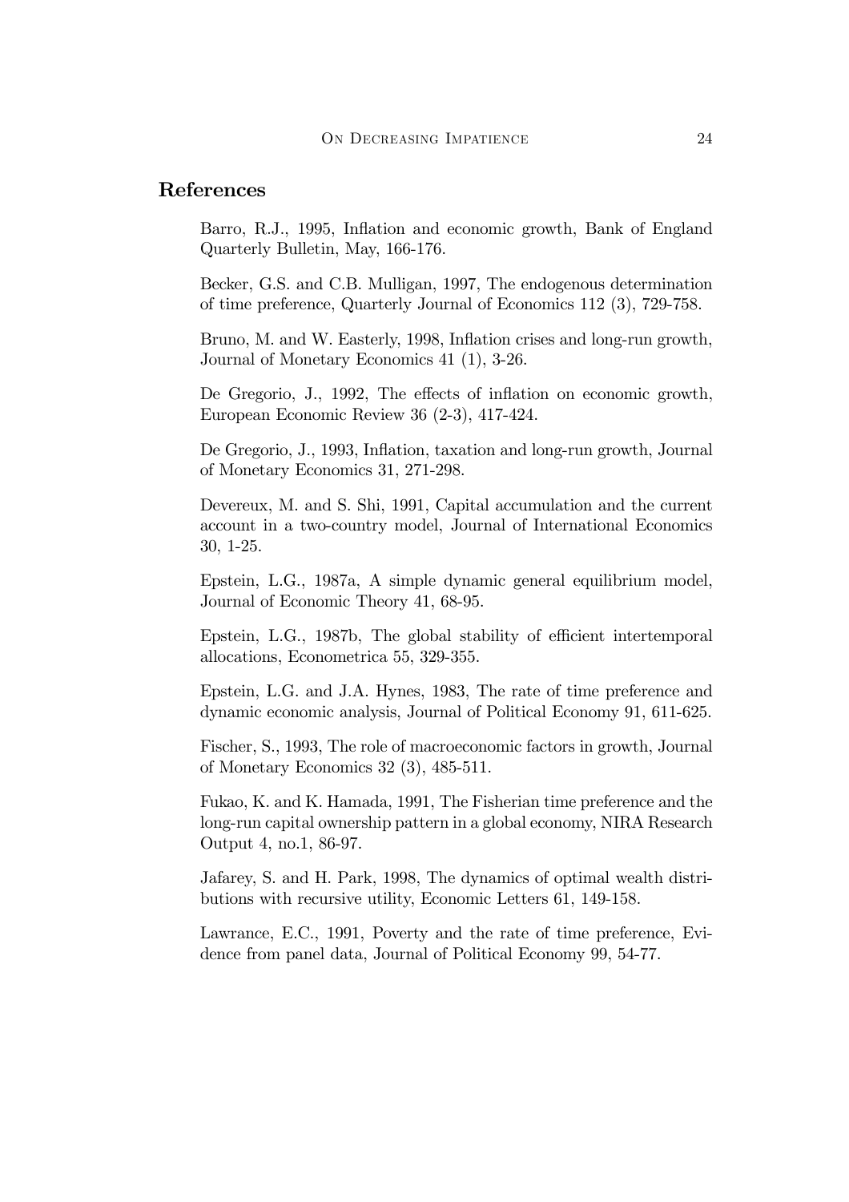## References

Barro, R.J., 1995, Inflation and economic growth, Bank of England Quarterly Bulletin, May, 166-176.

Becker, G.S. and C.B. Mulligan, 1997, The endogenous determination of time preference, Quarterly Journal of Economics 112 (3), 729-758.

Bruno, M. and W. Easterly, 1998, Inflation crises and long-run growth, Journal of Monetary Economics 41 (1), 3-26.

De Gregorio, J., 1992, The effects of inflation on economic growth, European Economic Review 36 (2-3), 417-424.

De Gregorio, J., 1993, Inflation, taxation and long-run growth, Journal of Monetary Economics 31, 271-298.

Devereux, M. and S. Shi, 1991, Capital accumulation and the current account in a two-country model, Journal of International Economics 30, 1-25.

Epstein, L.G., 1987a, A simple dynamic general equilibrium model, Journal of Economic Theory 41, 68-95.

Epstein, L.G., 1987b, The global stability of efficient intertemporal allocations, Econometrica 55, 329-355.

Epstein, L.G. and J.A. Hynes, 1983, The rate of time preference and dynamic economic analysis, Journal of Political Economy 91, 611-625.

Fischer, S., 1993, The role of macroeconomic factors in growth, Journal of Monetary Economics 32 (3), 485-511.

Fukao, K. and K. Hamada, 1991, The Fisherian time preference and the long-run capital ownership pattern in a global economy, NIRA Research Output 4, no.1, 86-97.

Jafarey, S. and H. Park, 1998, The dynamics of optimal wealth distributions with recursive utility, Economic Letters 61, 149-158.

Lawrance, E.C., 1991, Poverty and the rate of time preference, Evidence from panel data, Journal of Political Economy 99, 54-77.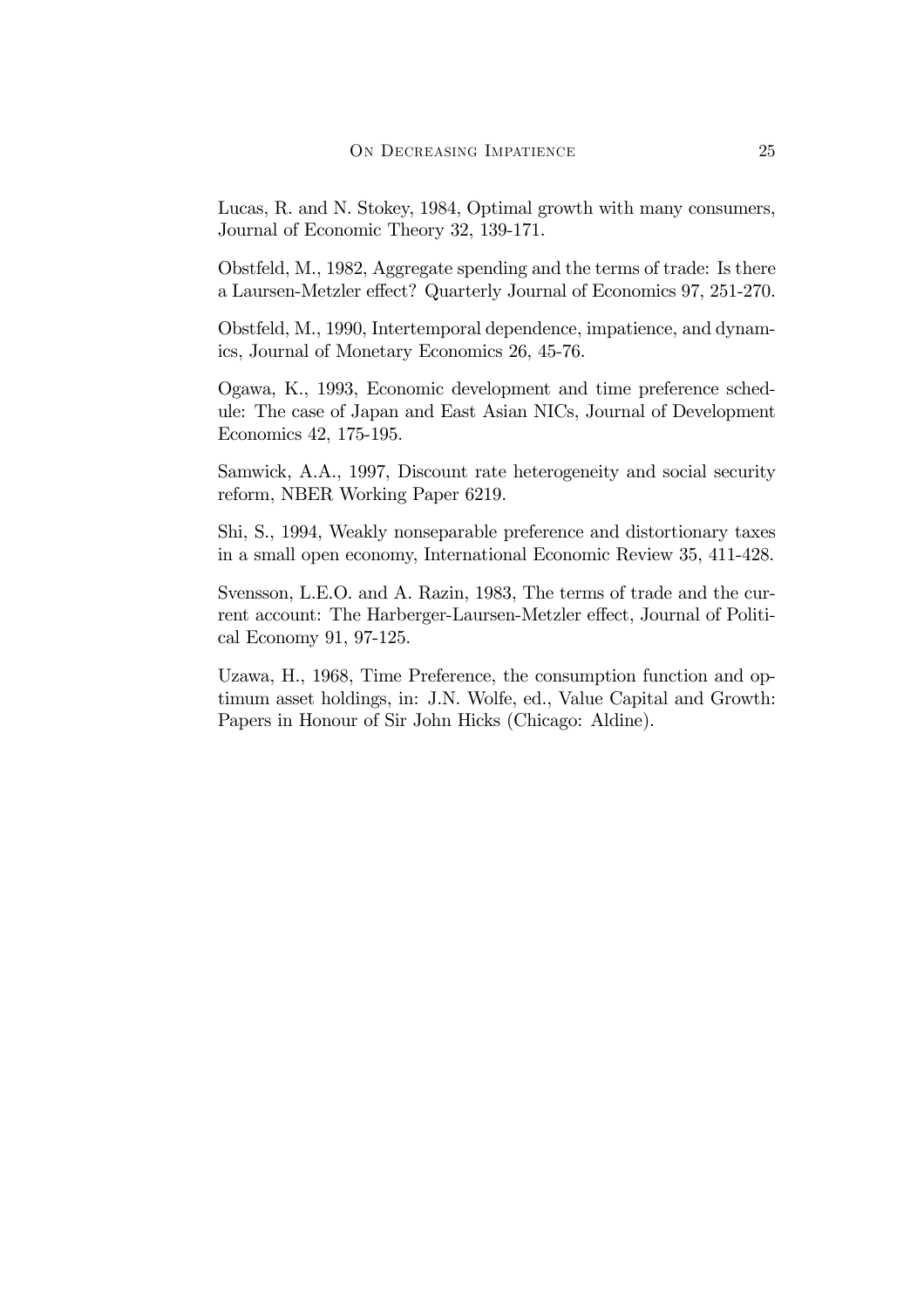Lucas, R. and N. Stokey, 1984, Optimal growth with many consumers, Journal of Economic Theory 32, 139-171.

Obstfeld, M., 1982, Aggregate spending and the terms of trade: Is there a Laursen-Metzler effect? Quarterly Journal of Economics 97, 251-270.

Obstfeld, M., 1990, Intertemporal dependence, impatience, and dynamics, Journal of Monetary Economics 26, 45-76.

Ogawa, K., 1993, Economic development and time preference schedule: The case of Japan and East Asian NICs, Journal of Development Economics 42, 175-195.

Samwick, A.A., 1997, Discount rate heterogeneity and social security reform, NBER Working Paper 6219.

Shi, S., 1994, Weakly nonseparable preference and distortionary taxes in a small open economy, International Economic Review 35, 411-428.

Svensson, L.E.O. and A. Razin, 1983, The terms of trade and the current account: The Harberger-Laursen-Metzler effect, Journal of Political Economy 91, 97-125.

Uzawa, H., 1968, Time Preference, the consumption function and optimum asset holdings, in: J.N. Wolfe, ed., Value Capital and Growth: Papers in Honour of Sir John Hicks (Chicago: Aldine).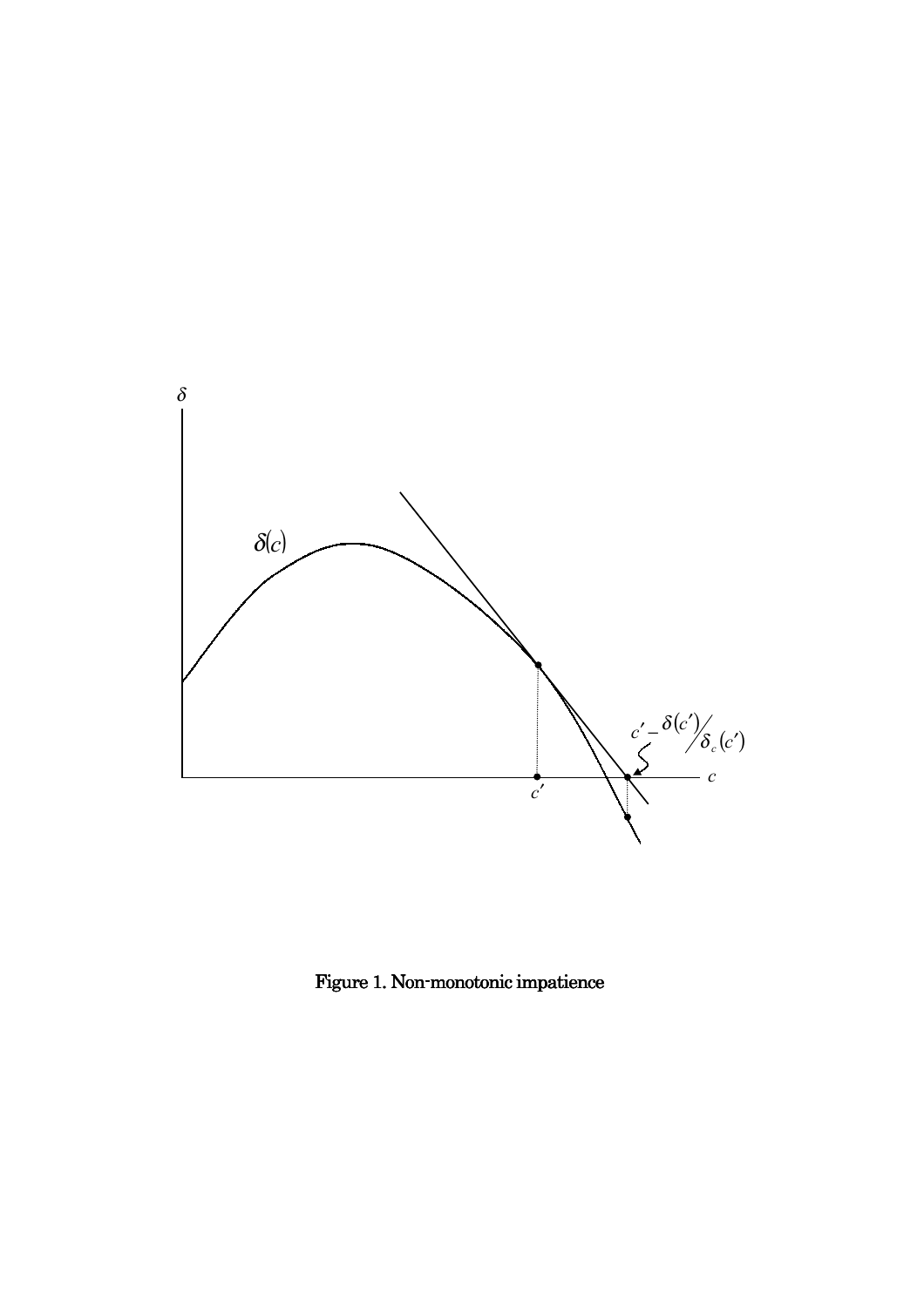Figure 1. Non-monotonic impatience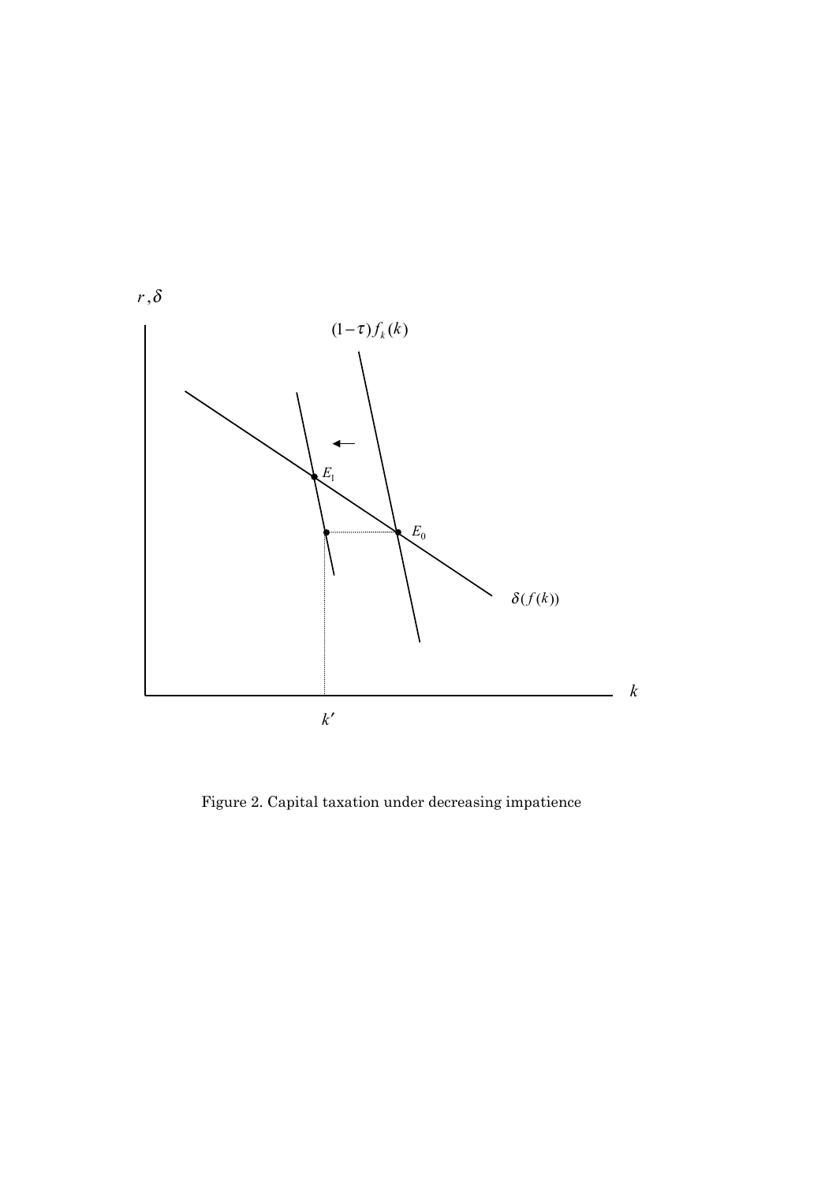Figure 2. Capital taxation under decreasing impatience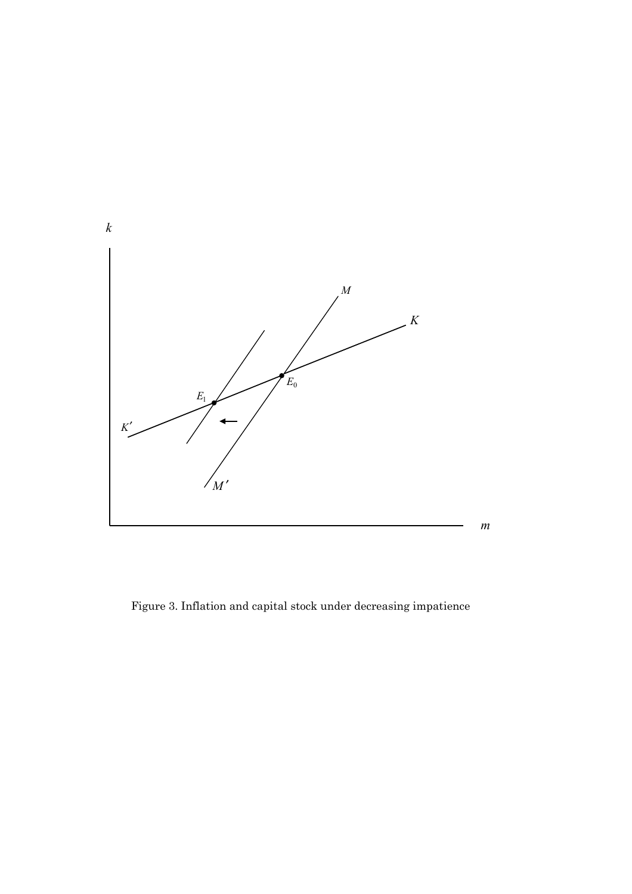Figure 3. Inflation and capital stock under decreasing impatience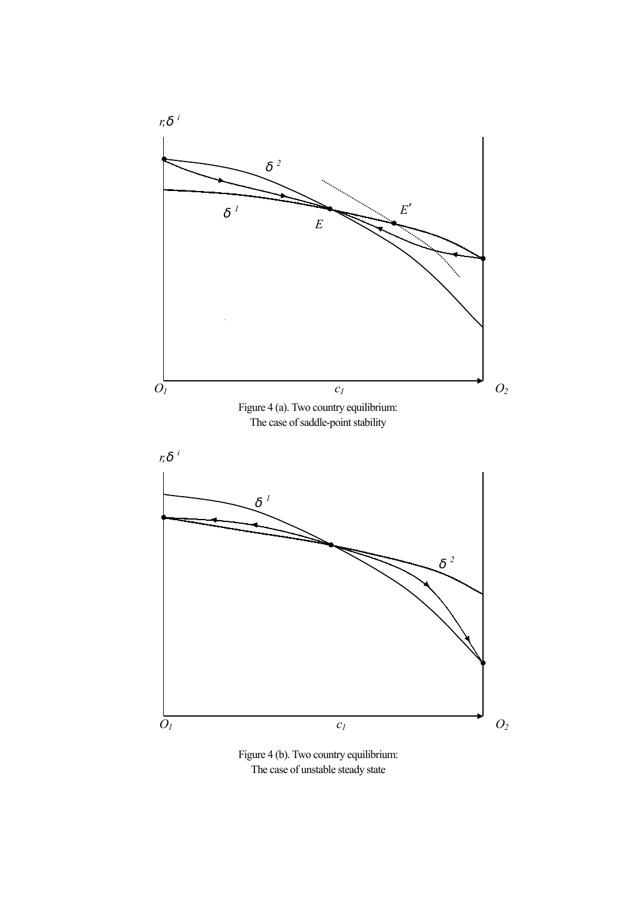Figure 4 (a). Two country equilibrium: The case of saddle-point stability

Figure 4 (b). Two country equilibrium: The case of unstable steady state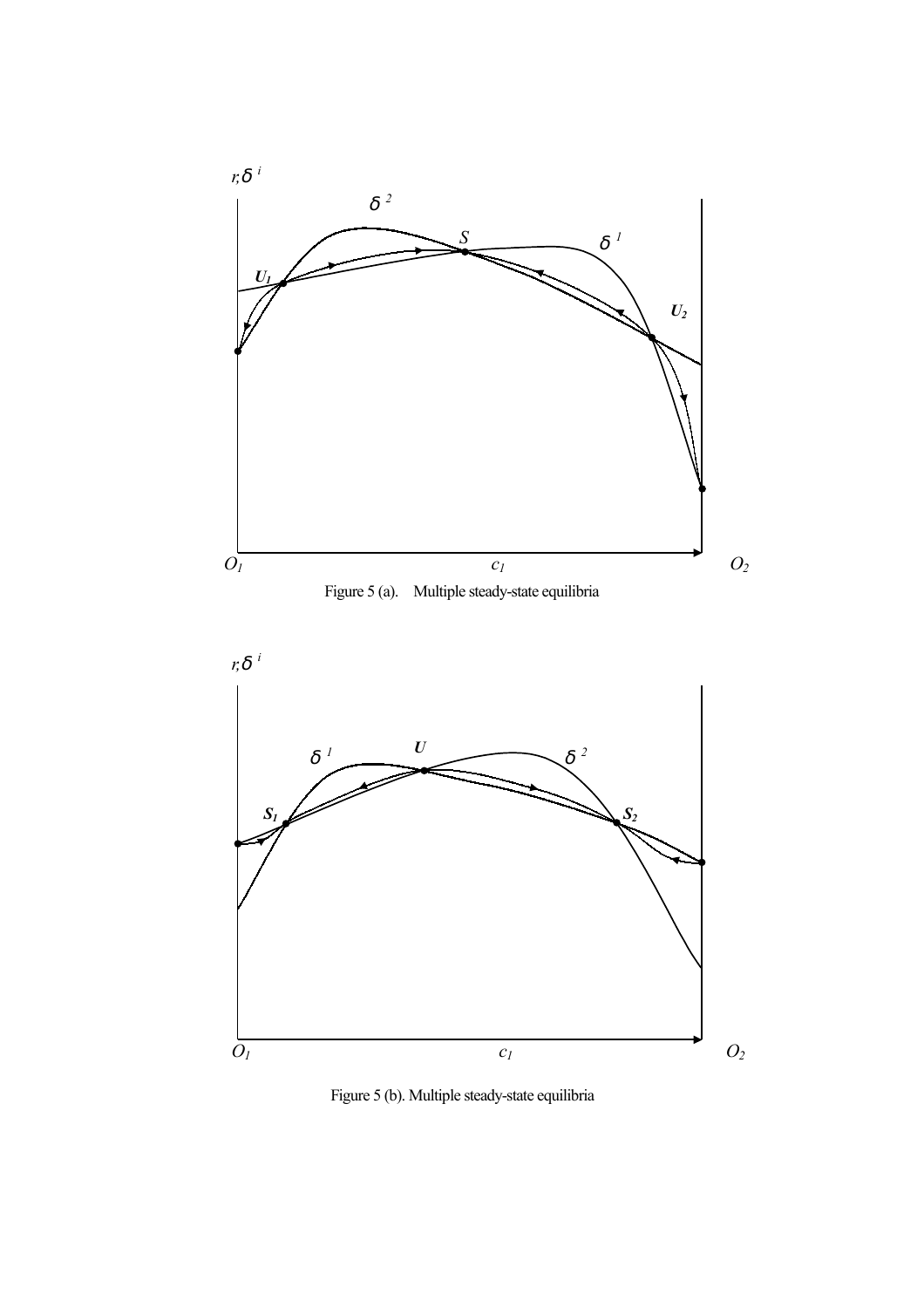$r;\delta^i$

$\delta^2$

$S$

$\delta^1$

$U_1$

$U_2$

$O_1$

$c_1$

$O_2$

Figure 5 (a). Multiple steady-state equilibria

$r;\delta^i$

$\delta^1$

$U$

$\delta^2$

$S_1$

$S_2$

$O_1$

$c_1$

$O_2$

Figure 5 (b). Multiple steady-state equilibria